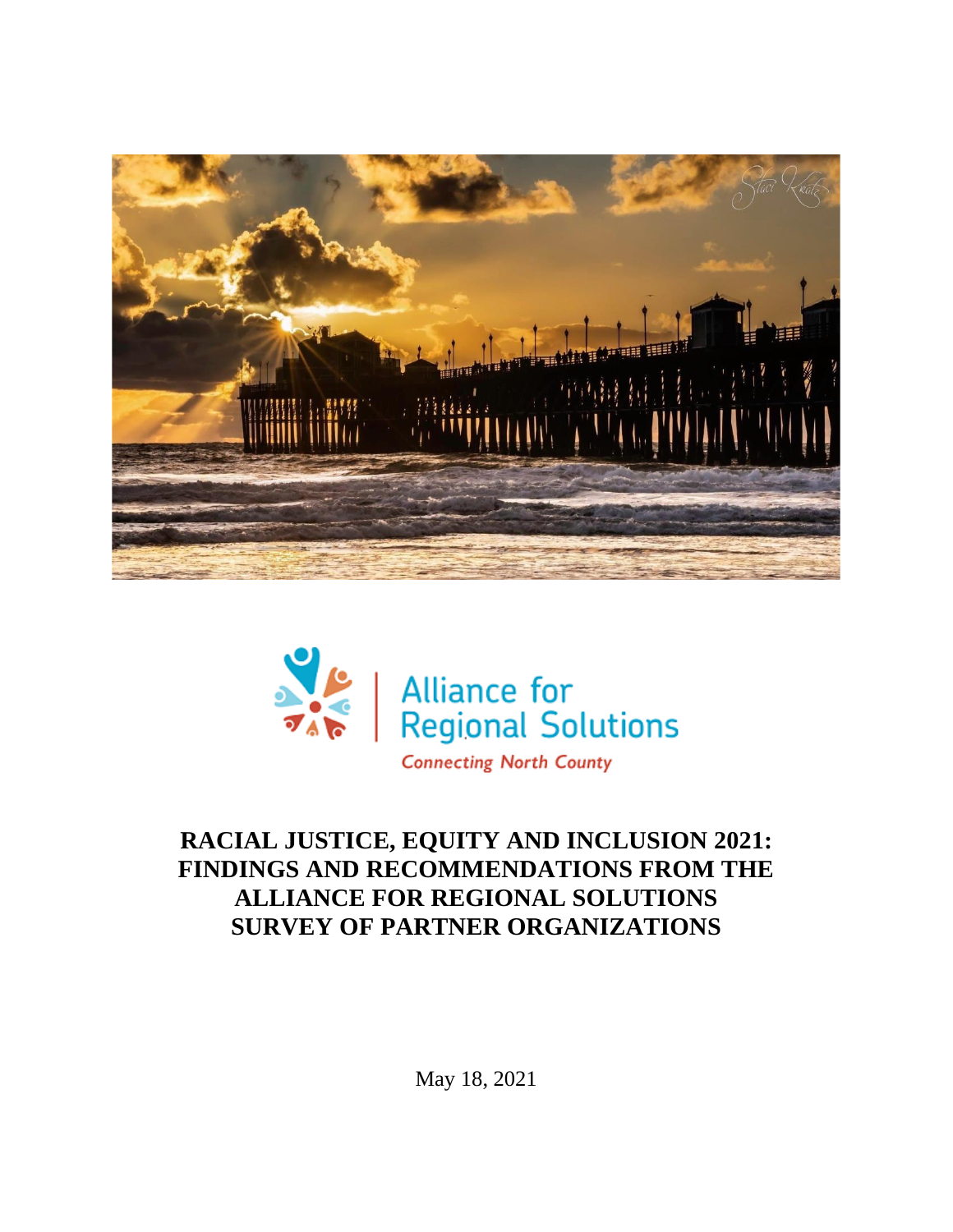Alliance for Regional Solutions

*Connecting North County*

# RACIAL JUSTICE, EQUITY AND INCLUSION 2021: FINDINGS AND RECOMMENDATIONS FROM THE ALLIANCE FOR REGIONAL SOLUTIONS SURVEY OF PARTNER ORGANIZATIONS

May 18, 2021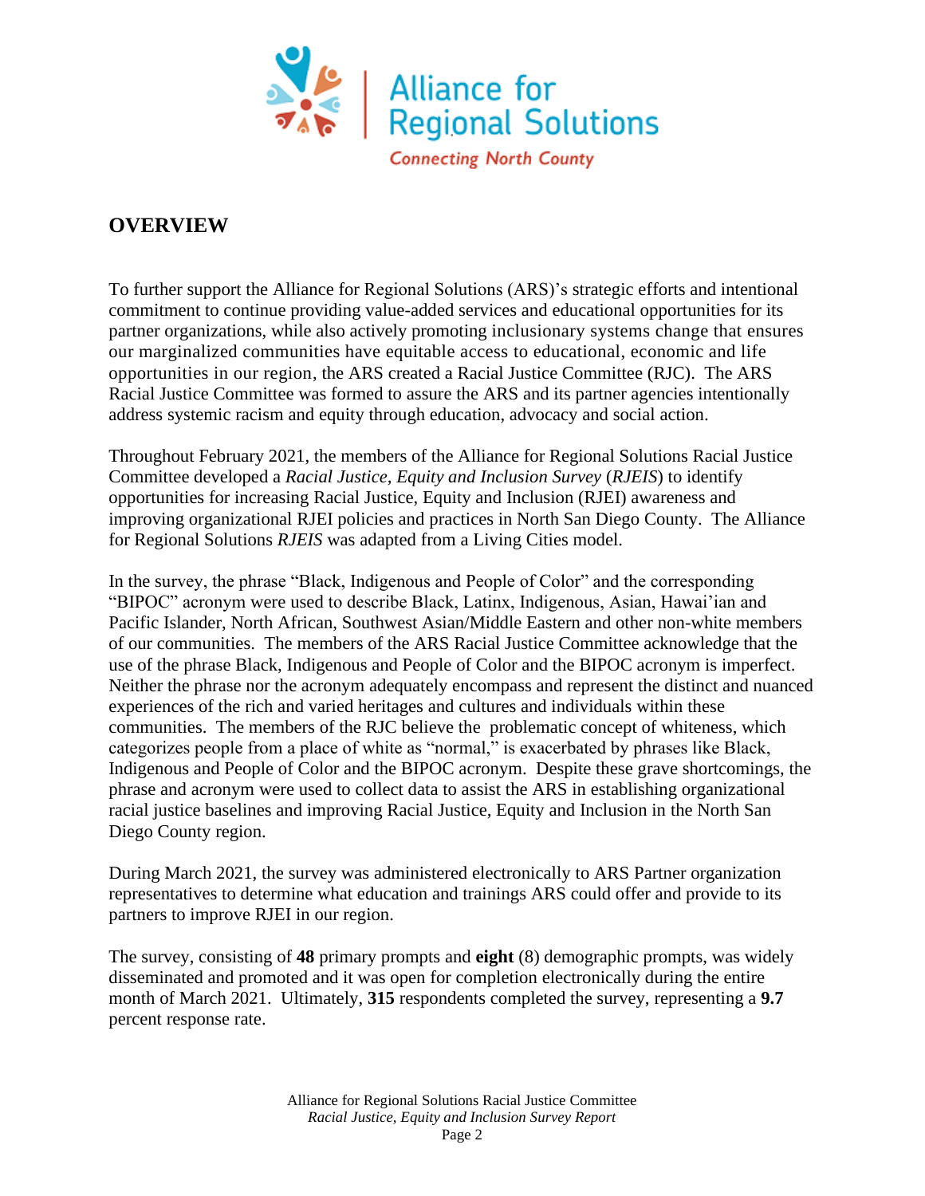Alliance for Regional Solutions

*Connecting North County*

## OVERVIEW

To further support the Alliance for Regional Solutions (ARS)'s strategic efforts and intentional commitment to continue providing value-added services and educational opportunities for its partner organizations, while also actively promoting inclusionary systems change that ensures our marginalized communities have equitable access to educational, economic and life opportunities in our region, the ARS created a Racial Justice Committee (RJC). The ARS Racial Justice Committee was formed to assure the ARS and its partner agencies intentionally address systemic racism and equity through education, advocacy and social action.

Throughout February 2021, the members of the Alliance for Regional Solutions Racial Justice Committee developed a *Racial Justice, Equity and Inclusion Survey* (*RJEIS*) to identify opportunities for increasing Racial Justice, Equity and Inclusion (RJEI) awareness and improving organizational RJEI policies and practices in North San Diego County. The Alliance for Regional Solutions *RJEIS* was adapted from a Living Cities model.

In the survey, the phrase "Black, Indigenous and People of Color" and the corresponding "BIPOC" acronym were used to describe Black, Latinx, Indigenous, Asian, Hawai'ian and Pacific Islander, North African, Southwest Asian/Middle Eastern and other non-white members of our communities. The members of the ARS Racial Justice Committee acknowledge that the use of the phrase Black, Indigenous and People of Color and the BIPOC acronym is imperfect. Neither the phrase nor the acronym adequately encompass and represent the distinct and nuanced experiences of the rich and varied heritages and cultures and individuals within these communities. The members of the RJC believe the problematic concept of whiteness, which categorizes people from a place of white as "normal," is exacerbated by phrases like Black, Indigenous and People of Color and the BIPOC acronym. Despite these grave shortcomings, the phrase and acronym were used to collect data to assist the ARS in establishing organizational racial justice baselines and improving Racial Justice, Equity and Inclusion in the North San Diego County region.

During March 2021, the survey was administered electronically to ARS Partner organization representatives to determine what education and trainings ARS could offer and provide to its partners to improve RJEI in our region.

The survey, consisting of **48** primary prompts and **eight** (8) demographic prompts, was widely disseminated and promoted and it was open for completion electronically during the entire month of March 2021. Ultimately, **315** respondents completed the survey, representing a **9.7** percent response rate.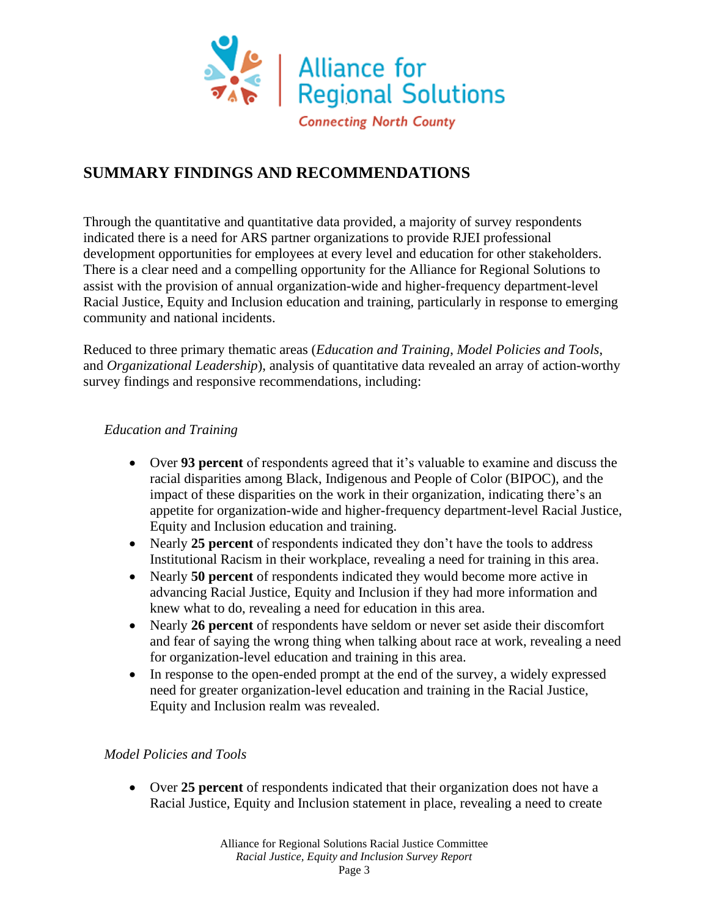## SUMMARY FINDINGS AND RECOMMENDATIONS

Through the quantitative and quantitative data provided, a majority of survey respondents indicated there is a need for ARS partner organizations to provide RJEI professional development opportunities for employees at every level and education for other stakeholders. There is a clear need and a compelling opportunity for the Alliance for Regional Solutions to assist with the provision of annual organization-wide and higher-frequency department-level Racial Justice, Equity and Inclusion education and training, particularly in response to emerging community and national incidents.

Reduced to three primary thematic areas (*Education and Training*, *Model Policies and Tools*, and *Organizational Leadership*), analysis of quantitative data revealed an array of action-worthy survey findings and responsive recommendations, including:

*Education and Training*

- Over **93 percent** of respondents agreed that it's valuable to examine and discuss the racial disparities among Black, Indigenous and People of Color (BIPOC), and the impact of these disparities on the work in their organization, indicating there's an appetite for organization-wide and higher-frequency department-level Racial Justice, Equity and Inclusion education and training.
- Nearly **25 percent** of respondents indicated they don't have the tools to address Institutional Racism in their workplace, revealing a need for training in this area.
- Nearly **50 percent** of respondents indicated they would become more active in advancing Racial Justice, Equity and Inclusion if they had more information and knew what to do, revealing a need for education in this area.
- Nearly **26 percent** of respondents have seldom or never set aside their discomfort and fear of saying the wrong thing when talking about race at work, revealing a need for organization-level education and training in this area.
- In response to the open-ended prompt at the end of the survey, a widely expressed need for greater organization-level education and training in the Racial Justice, Equity and Inclusion realm was revealed.

*Model Policies and Tools*

- Over **25 percent** of respondents indicated that their organization does not have a Racial Justice, Equity and Inclusion statement in place, revealing a need to create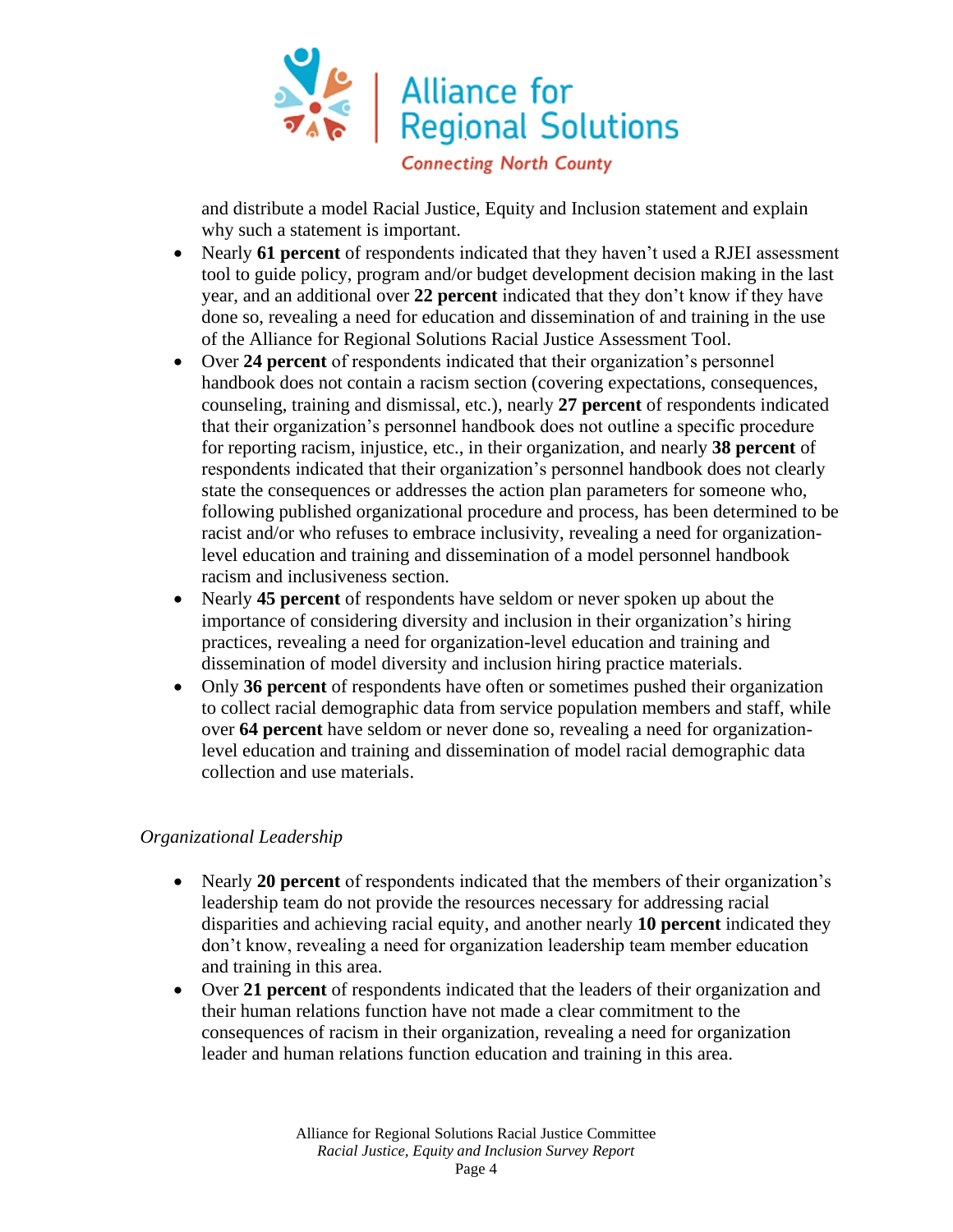and distribute a model Racial Justice, Equity and Inclusion statement and explain why such a statement is important.

- Nearly **61 percent** of respondents indicated that they haven't used a RJEI assessment tool to guide policy, program and/or budget development decision making in the last year, and an additional over **22 percent** indicated that they don't know if they have done so, revealing a need for education and dissemination of and training in the use of the Alliance for Regional Solutions Racial Justice Assessment Tool.
- Over **24 percent** of respondents indicated that their organization's personnel handbook does not contain a racism section (covering expectations, consequences, counseling, training and dismissal, etc.), nearly **27 percent** of respondents indicated that their organization's personnel handbook does not outline a specific procedure for reporting racism, injustice, etc., in their organization, and nearly **38 percent** of respondents indicated that their organization's personnel handbook does not clearly state the consequences or addresses the action plan parameters for someone who, following published organizational procedure and process, has been determined to be racist and/or who refuses to embrace inclusivity, revealing a need for organization-level education and training and dissemination of a model personnel handbook racism and inclusiveness section.
- Nearly **45 percent** of respondents have seldom or never spoken up about the importance of considering diversity and inclusion in their organization's hiring practices, revealing a need for organization-level education and training and dissemination of model diversity and inclusion hiring practice materials.
- Only **36 percent** of respondents have often or sometimes pushed their organization to collect racial demographic data from service population members and staff, while over **64 percent** have seldom or never done so, revealing a need for organization-level education and training and dissemination of model racial demographic data collection and use materials.

*Organizational Leadership*

- Nearly **20 percent** of respondents indicated that the members of their organization's leadership team do not provide the resources necessary for addressing racial disparities and achieving racial equity, and another nearly **10 percent** indicated they don't know, revealing a need for organization leadership team member education and training in this area.
- Over **21 percent** of respondents indicated that the leaders of their organization and their human relations function have not made a clear commitment to the consequences of racism in their organization, revealing a need for organization leader and human relations function education and training in this area.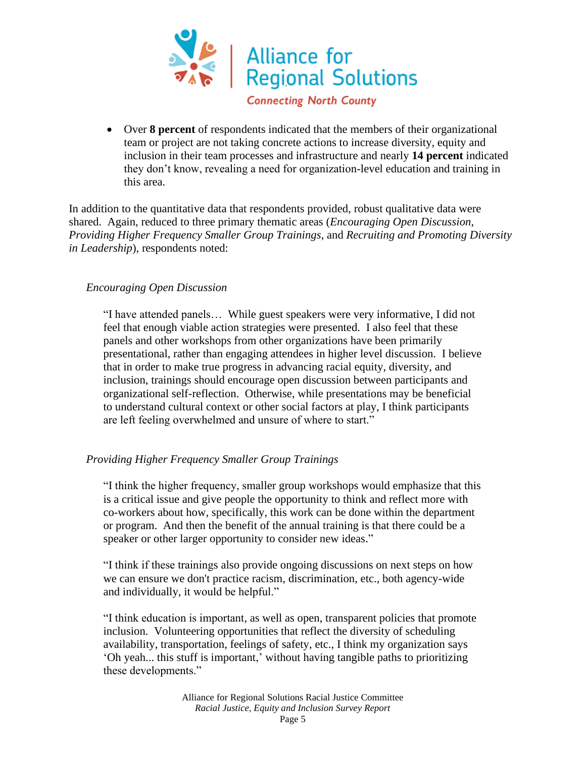- Over **8 percent** of respondents indicated that the members of their organizational team or project are not taking concrete actions to increase diversity, equity and inclusion in their team processes and infrastructure and nearly **14 percent** indicated they don't know, revealing a need for organization-level education and training in this area.

In addition to the quantitative data that respondents provided, robust qualitative data were shared. Again, reduced to three primary thematic areas (*Encouraging Open Discussion*, *Providing Higher Frequency Smaller Group Trainings*, and *Recruiting and Promoting Diversity in Leadership*), respondents noted:

*Encouraging Open Discussion*

> "I have attended panels… While guest speakers were very informative, I did not feel that enough viable action strategies were presented. I also feel that these panels and other workshops from other organizations have been primarily presentational, rather than engaging attendees in higher level discussion. I believe that in order to make true progress in advancing racial equity, diversity, and inclusion, trainings should encourage open discussion between participants and organizational self-reflection. Otherwise, while presentations may be beneficial to understand cultural context or other social factors at play, I think participants are left feeling overwhelmed and unsure of where to start."

*Providing Higher Frequency Smaller Group Trainings*

> "I think the higher frequency, smaller group workshops would emphasize that this is a critical issue and give people the opportunity to think and reflect more with co-workers about how, specifically, this work can be done within the department or program. And then the benefit of the annual training is that there could be a speaker or other larger opportunity to consider new ideas."

> "I think if these trainings also provide ongoing discussions on next steps on how we can ensure we don't practice racism, discrimination, etc., both agency-wide and individually, it would be helpful."

> "I think education is important, as well as open, transparent policies that promote inclusion. Volunteering opportunities that reflect the diversity of scheduling availability, transportation, feelings of safety, etc., I think my organization says 'Oh yeah... this stuff is important,' without having tangible paths to prioritizing these developments."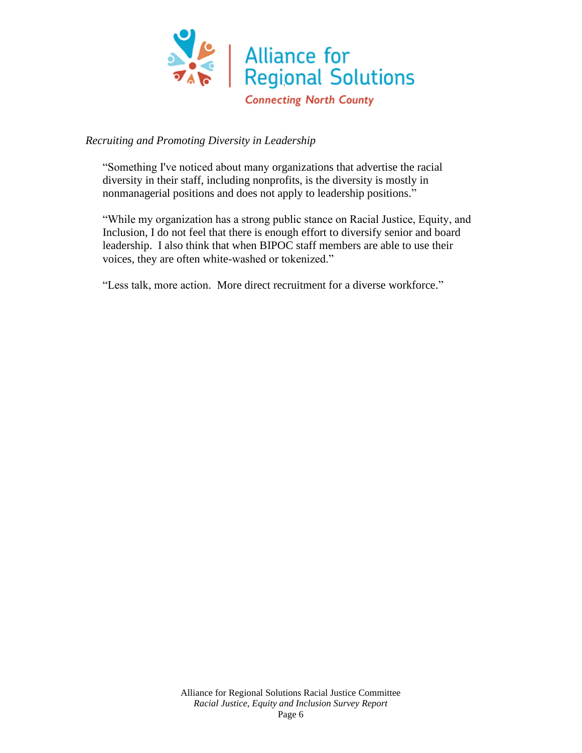*Recruiting and Promoting Diversity in Leadership*

> "Something I've noticed about many organizations that advertise the racial diversity in their staff, including nonprofits, is the diversity is mostly in nonmanagerial positions and does not apply to leadership positions."

> "While my organization has a strong public stance on Racial Justice, Equity, and Inclusion, I do not feel that there is enough effort to diversify senior and board leadership. I also think that when BIPOC staff members are able to use their voices, they are often white-washed or tokenized."

> "Less talk, more action. More direct recruitment for a diverse workforce."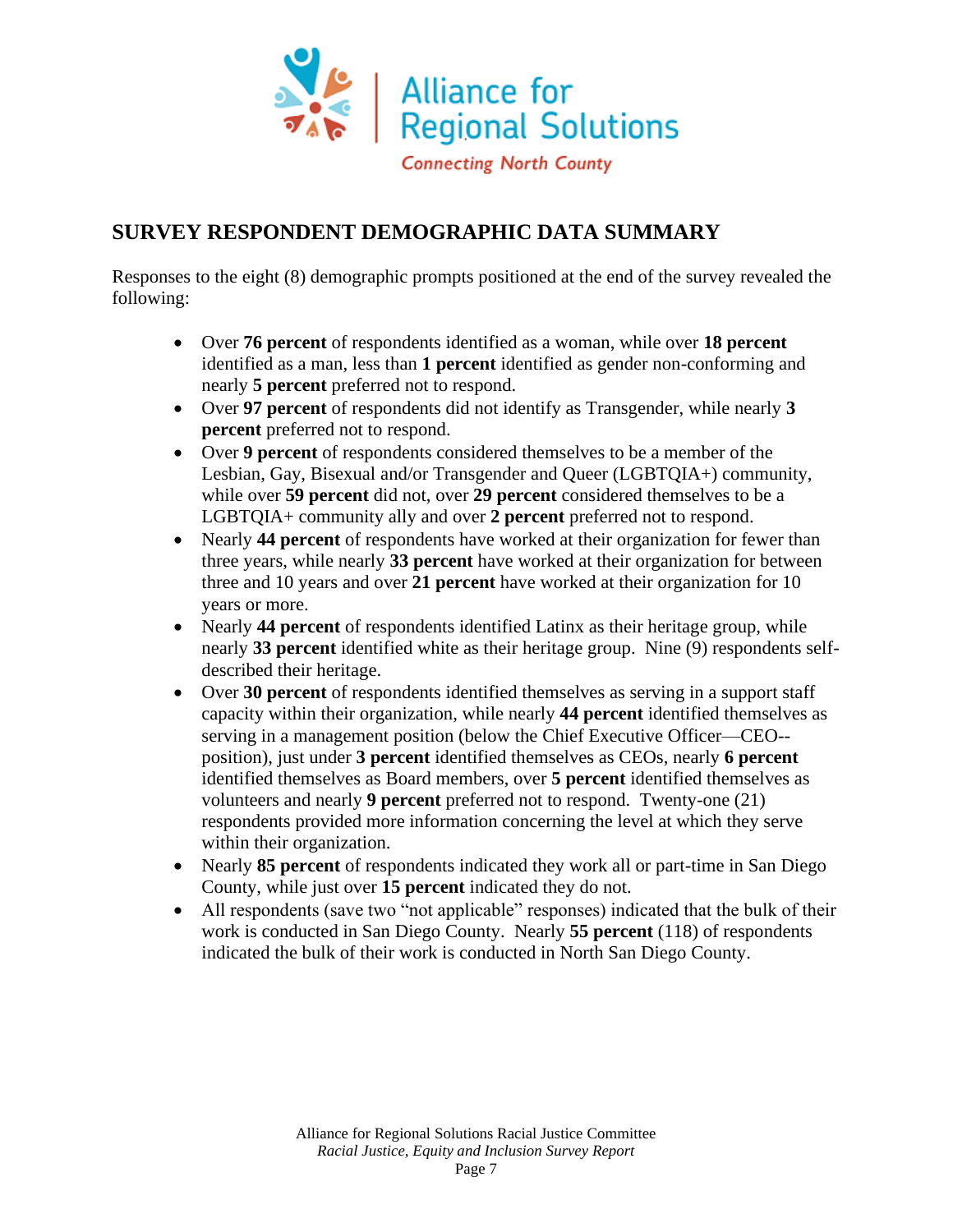## SURVEY RESPONDENT DEMOGRAPHIC DATA SUMMARY

Responses to the eight (8) demographic prompts positioned at the end of the survey revealed the following:

- Over **76 percent** of respondents identified as a woman, while over **18 percent** identified as a man, less than **1 percent** identified as gender non-conforming and nearly **5 percent** preferred not to respond.
- Over **97 percent** of respondents did not identify as Transgender, while nearly **3 percent** preferred not to respond.
- Over **9 percent** of respondents considered themselves to be a member of the Lesbian, Gay, Bisexual and/or Transgender and Queer (LGBTQIA+) community, while over **59 percent** did not, over **29 percent** considered themselves to be a LGBTQIA+ community ally and over **2 percent** preferred not to respond.
- Nearly **44 percent** of respondents have worked at their organization for fewer than three years, while nearly **33 percent** have worked at their organization for between three and 10 years and over **21 percent** have worked at their organization for 10 years or more.
- Nearly **44 percent** of respondents identified Latinx as their heritage group, while nearly **33 percent** identified white as their heritage group. Nine (9) respondents self-described their heritage.
- Over **30 percent** of respondents identified themselves as serving in a support staff capacity within their organization, while nearly **44 percent** identified themselves as serving in a management position (below the Chief Executive Officer—CEO--position), just under **3 percent** identified themselves as CEOs, nearly **6 percent** identified themselves as Board members, over **5 percent** identified themselves as volunteers and nearly **9 percent** preferred not to respond. Twenty-one (21) respondents provided more information concerning the level at which they serve within their organization.
- Nearly **85 percent** of respondents indicated they work all or part-time in San Diego County, while just over **15 percent** indicated they do not.
- All respondents (save two "not applicable" responses) indicated that the bulk of their work is conducted in San Diego County. Nearly **55 percent** (118) of respondents indicated the bulk of their work is conducted in North San Diego County.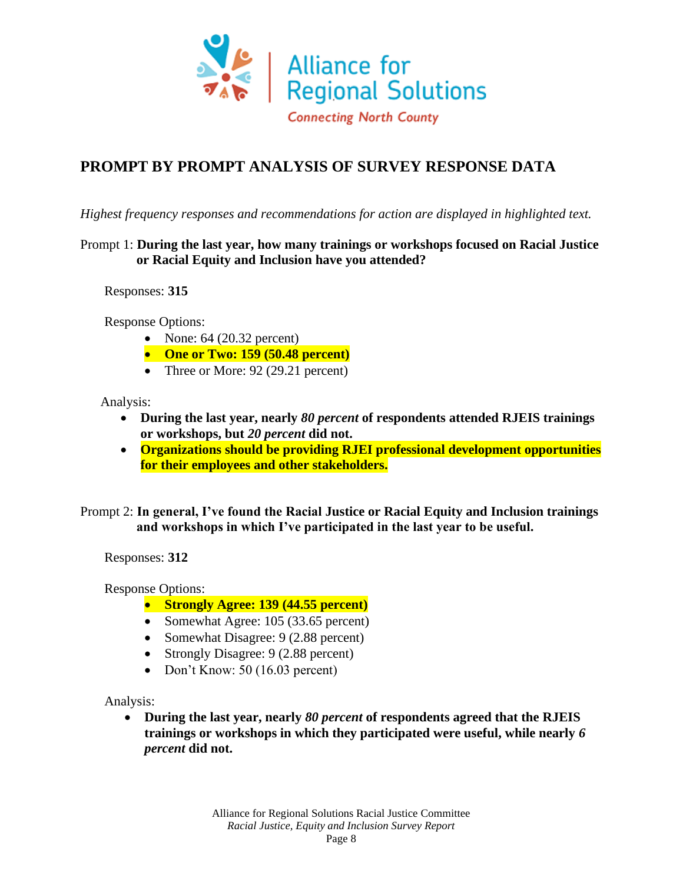Alliance for Regional Solutions

Connecting North County

## PROMPT BY PROMPT ANALYSIS OF SURVEY RESPONSE DATA

*Highest frequency responses and recommendations for action are displayed in highlighted text.*

Prompt 1: **During the last year, how many trainings or workshops focused on Racial Justice or Racial Equity and Inclusion have you attended?**

Responses: **315**

Response Options:

- None: 64 (20.32 percent)
- **One or Two: 159 (50.48 percent)**
- Three or More: 92 (29.21 percent)

Analysis:

- **During the last year, nearly *80 percent* of respondents attended RJEIS trainings or workshops, but *20 percent* did not.**
- **Organizations should be providing RJEI professional development opportunities for their employees and other stakeholders.**

Prompt 2: **In general, I've found the Racial Justice or Racial Equity and Inclusion trainings and workshops in which I've participated in the last year to be useful.**

Responses: **312**

Response Options:

- **Strongly Agree: 139 (44.55 percent)**
- Somewhat Agree: 105 (33.65 percent)
- Somewhat Disagree: 9 (2.88 percent)
- Strongly Disagree: 9 (2.88 percent)
- Don't Know: 50 (16.03 percent)

Analysis:

- **During the last year, nearly *80 percent* of respondents agreed that the RJEIS trainings or workshops in which they participated were useful, while nearly *6 percent* did not.**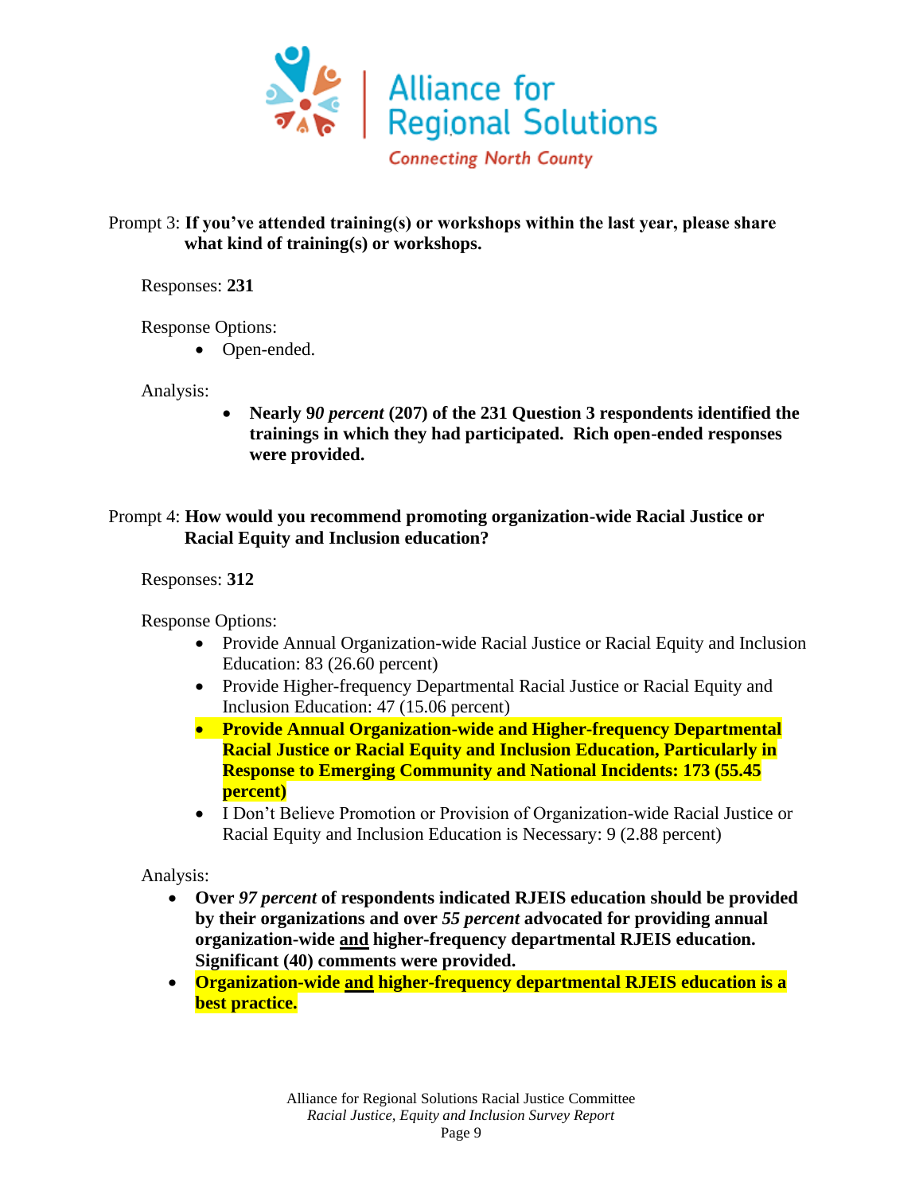Prompt 3: **If you've attended training(s) or workshops within the last year, please share what kind of training(s) or workshops.**

Responses: **231**

Response Options:

- Open-ended.

Analysis:

- **Nearly 90 *percent* (207) of the 231 Question 3 respondents identified the trainings in which they had participated. Rich open-ended responses were provided.**

Prompt 4: **How would you recommend promoting organization-wide Racial Justice or Racial Equity and Inclusion education?**

Responses: **312**

Response Options:

- Provide Annual Organization-wide Racial Justice or Racial Equity and Inclusion Education: 83 (26.60 percent)
- Provide Higher-frequency Departmental Racial Justice or Racial Equity and Inclusion Education: 47 (15.06 percent)
- **Provide Annual Organization-wide and Higher-frequency Departmental Racial Justice or Racial Equity and Inclusion Education, Particularly in Response to Emerging Community and National Incidents: 173 (55.45 percent)**
- I Don't Believe Promotion or Provision of Organization-wide Racial Justice or Racial Equity and Inclusion Education is Necessary: 9 (2.88 percent)

Analysis:

- **Over *97 percent* of respondents indicated RJEIS education should be provided by their organizations and over *55 percent* advocated for providing annual organization-wide and higher-frequency departmental RJEIS education. Significant (40) comments were provided.**
- **Organization-wide and higher-frequency departmental RJEIS education is a best practice.**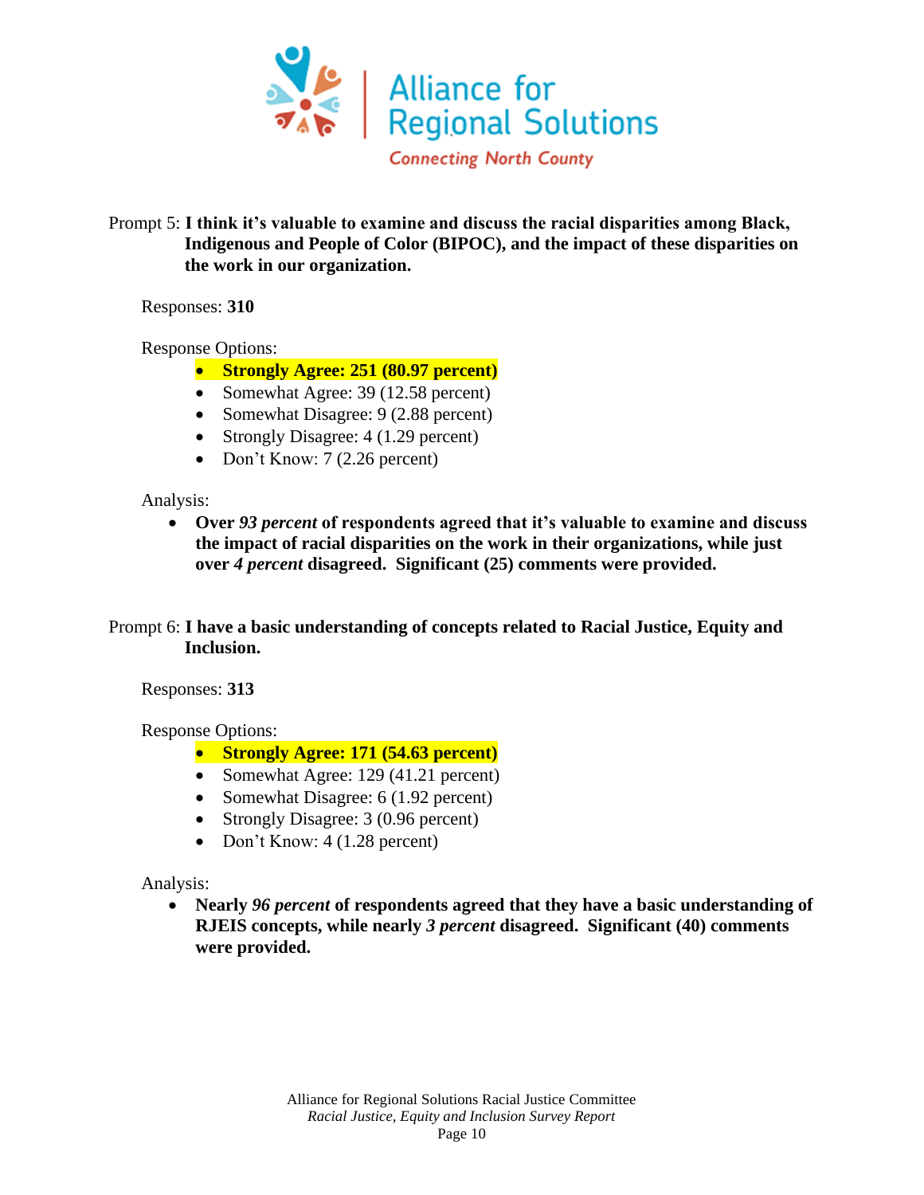Prompt 5: **I think it's valuable to examine and discuss the racial disparities among Black, Indigenous and People of Color (BIPOC), and the impact of these disparities on the work in our organization.**

Responses: **310**

Response Options:

- **Strongly Agree: 251 (80.97 percent)**
- Somewhat Agree: 39 (12.58 percent)
- Somewhat Disagree: 9 (2.88 percent)
- Strongly Disagree: 4 (1.29 percent)
- Don't Know: 7 (2.26 percent)

Analysis:

- **Over *93 percent* of respondents agreed that it's valuable to examine and discuss the impact of racial disparities on the work in their organizations, while just over *4 percent* disagreed. Significant (25) comments were provided.**

Prompt 6: **I have a basic understanding of concepts related to Racial Justice, Equity and Inclusion.**

Responses: **313**

Response Options:

- **Strongly Agree: 171 (54.63 percent)**
- Somewhat Agree: 129 (41.21 percent)
- Somewhat Disagree: 6 (1.92 percent)
- Strongly Disagree: 3 (0.96 percent)
- Don't Know: 4 (1.28 percent)

Analysis:

- **Nearly *96 percent* of respondents agreed that they have a basic understanding of RJEIS concepts, while nearly *3 percent* disagreed. Significant (40) comments were provided.**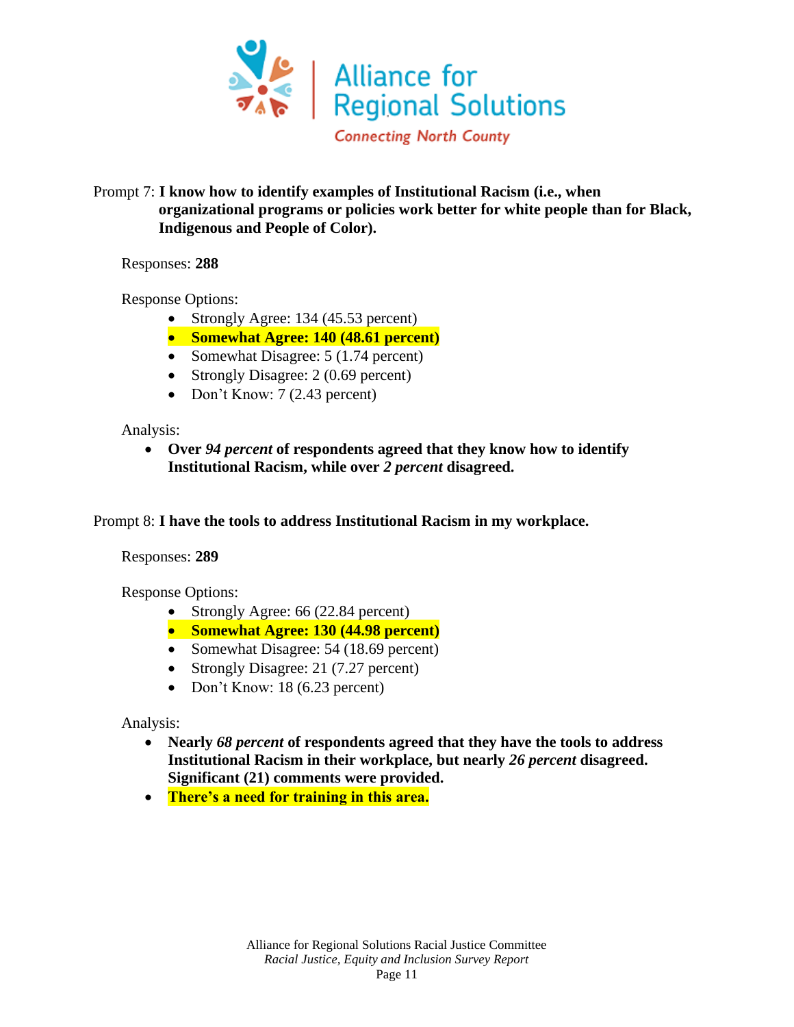Prompt 7: **I know how to identify examples of Institutional Racism (i.e., when organizational programs or policies work better for white people than for Black, Indigenous and People of Color).**

Responses: **288**

Response Options:

- Strongly Agree: 134 (45.53 percent)
- **Somewhat Agree: 140 (48.61 percent)**
- Somewhat Disagree: 5 (1.74 percent)
- Strongly Disagree: 2 (0.69 percent)
- Don't Know: 7 (2.43 percent)

Analysis:

- **Over *94 percent* of respondents agreed that they know how to identify Institutional Racism, while over *2 percent* disagreed.**

Prompt 8: **I have the tools to address Institutional Racism in my workplace.**

Responses: **289**

Response Options:

- Strongly Agree: 66 (22.84 percent)
- **Somewhat Agree: 130 (44.98 percent)**
- Somewhat Disagree: 54 (18.69 percent)
- Strongly Disagree: 21 (7.27 percent)
- Don't Know: 18 (6.23 percent)

Analysis:

- **Nearly *68 percent* of respondents agreed that they have the tools to address Institutional Racism in their workplace, but nearly *26 percent* disagreed. Significant (21) comments were provided.**
- **There's a need for training in this area.**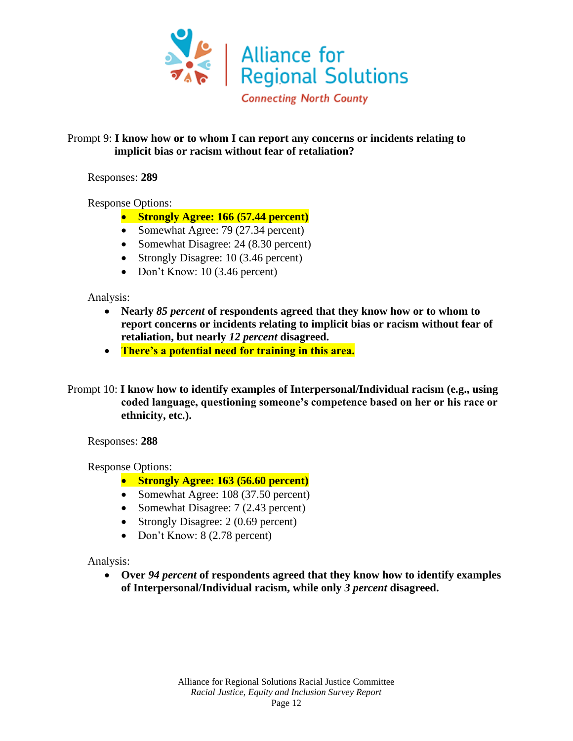Prompt 9: **I know how or to whom I can report any concerns or incidents relating to implicit bias or racism without fear of retaliation?**

Responses: **289**

Response Options:

- **Strongly Agree: 166 (57.44 percent)**
- Somewhat Agree: 79 (27.34 percent)
- Somewhat Disagree: 24 (8.30 percent)
- Strongly Disagree: 10 (3.46 percent)
- Don't Know: 10 (3.46 percent)

Analysis:

- **Nearly *85 percent* of respondents agreed that they know how or to whom to report concerns or incidents relating to implicit bias or racism without fear of retaliation, but nearly *12 percent* disagreed.**
- **There's a potential need for training in this area.**

Prompt 10: **I know how to identify examples of Interpersonal/Individual racism (e.g., using coded language, questioning someone's competence based on her or his race or ethnicity, etc.).**

Responses: **288**

Response Options:

- **Strongly Agree: 163 (56.60 percent)**
- Somewhat Agree: 108 (37.50 percent)
- Somewhat Disagree: 7 (2.43 percent)
- Strongly Disagree: 2 (0.69 percent)
- Don't Know: 8 (2.78 percent)

Analysis:

- **Over *94 percent* of respondents agreed that they know how to identify examples of Interpersonal/Individual racism, while only *3 percent* disagreed.**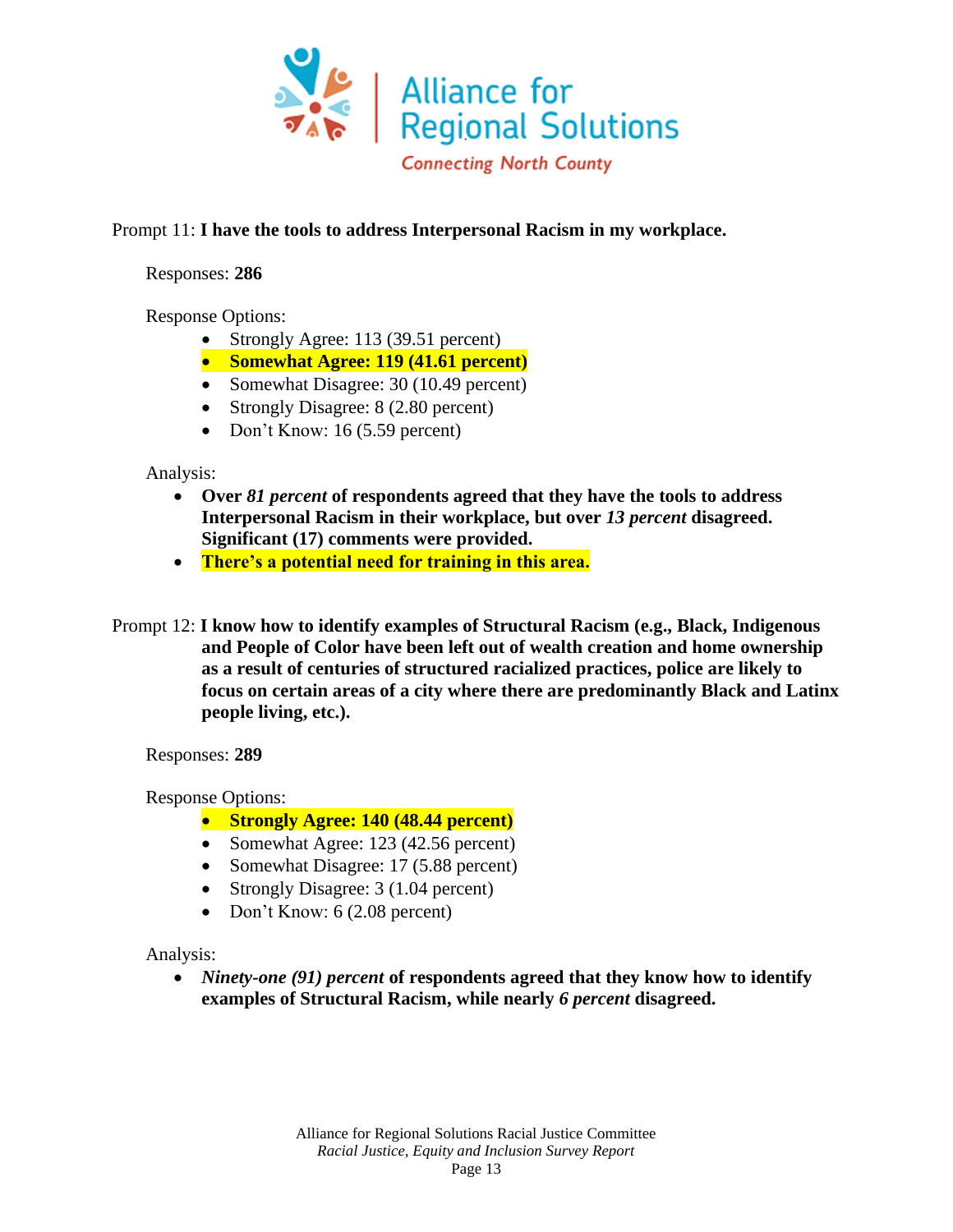Prompt 11: **I have the tools to address Interpersonal Racism in my workplace.**

Responses: **286**

Response Options:

- Strongly Agree: 113 (39.51 percent)
- **Somewhat Agree: 119 (41.61 percent)**
- Somewhat Disagree: 30 (10.49 percent)
- Strongly Disagree: 8 (2.80 percent)
- Don't Know: 16 (5.59 percent)

Analysis:

- **Over *81 percent* of respondents agreed that they have the tools to address Interpersonal Racism in their workplace, but over *13 percent* disagreed. Significant (17) comments were provided.**
- **There's a potential need for training in this area.**

Prompt 12: **I know how to identify examples of Structural Racism (e.g., Black, Indigenous and People of Color have been left out of wealth creation and home ownership as a result of centuries of structured racialized practices, police are likely to focus on certain areas of a city where there are predominantly Black and Latinx people living, etc.).**

Responses: **289**

Response Options:

- **Strongly Agree: 140 (48.44 percent)**
- Somewhat Agree: 123 (42.56 percent)
- Somewhat Disagree: 17 (5.88 percent)
- Strongly Disagree: 3 (1.04 percent)
- Don't Know: 6 (2.08 percent)

Analysis:

- ***Ninety-one (91) percent* of respondents agreed that they know how to identify examples of Structural Racism, while nearly *6 percent* disagreed.**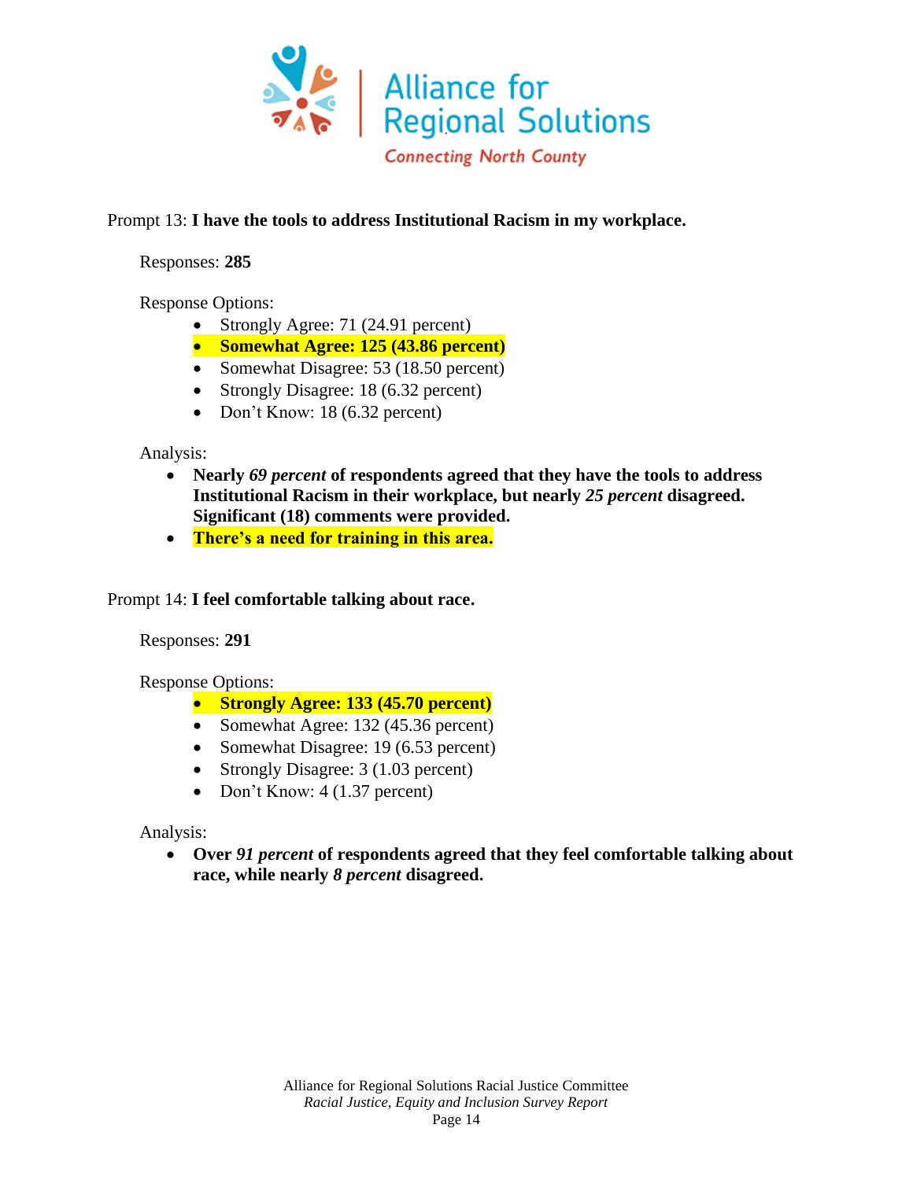Prompt 13: **I have the tools to address Institutional Racism in my workplace.**

Responses: **285**

Response Options:

- Strongly Agree: 71 (24.91 percent)
- **Somewhat Agree: 125 (43.86 percent)**
- Somewhat Disagree: 53 (18.50 percent)
- Strongly Disagree: 18 (6.32 percent)
- Don't Know: 18 (6.32 percent)

Analysis:

- **Nearly *69 percent* of respondents agreed that they have the tools to address Institutional Racism in their workplace, but nearly *25 percent* disagreed. Significant (18) comments were provided.**
- **There's a need for training in this area.**

Prompt 14: **I feel comfortable talking about race.**

Responses: **291**

Response Options:

- **Strongly Agree: 133 (45.70 percent)**
- Somewhat Agree: 132 (45.36 percent)
- Somewhat Disagree: 19 (6.53 percent)
- Strongly Disagree: 3 (1.03 percent)
- Don't Know: 4 (1.37 percent)

Analysis:

- **Over *91 percent* of respondents agreed that they feel comfortable talking about race, while nearly *8 percent* disagreed.**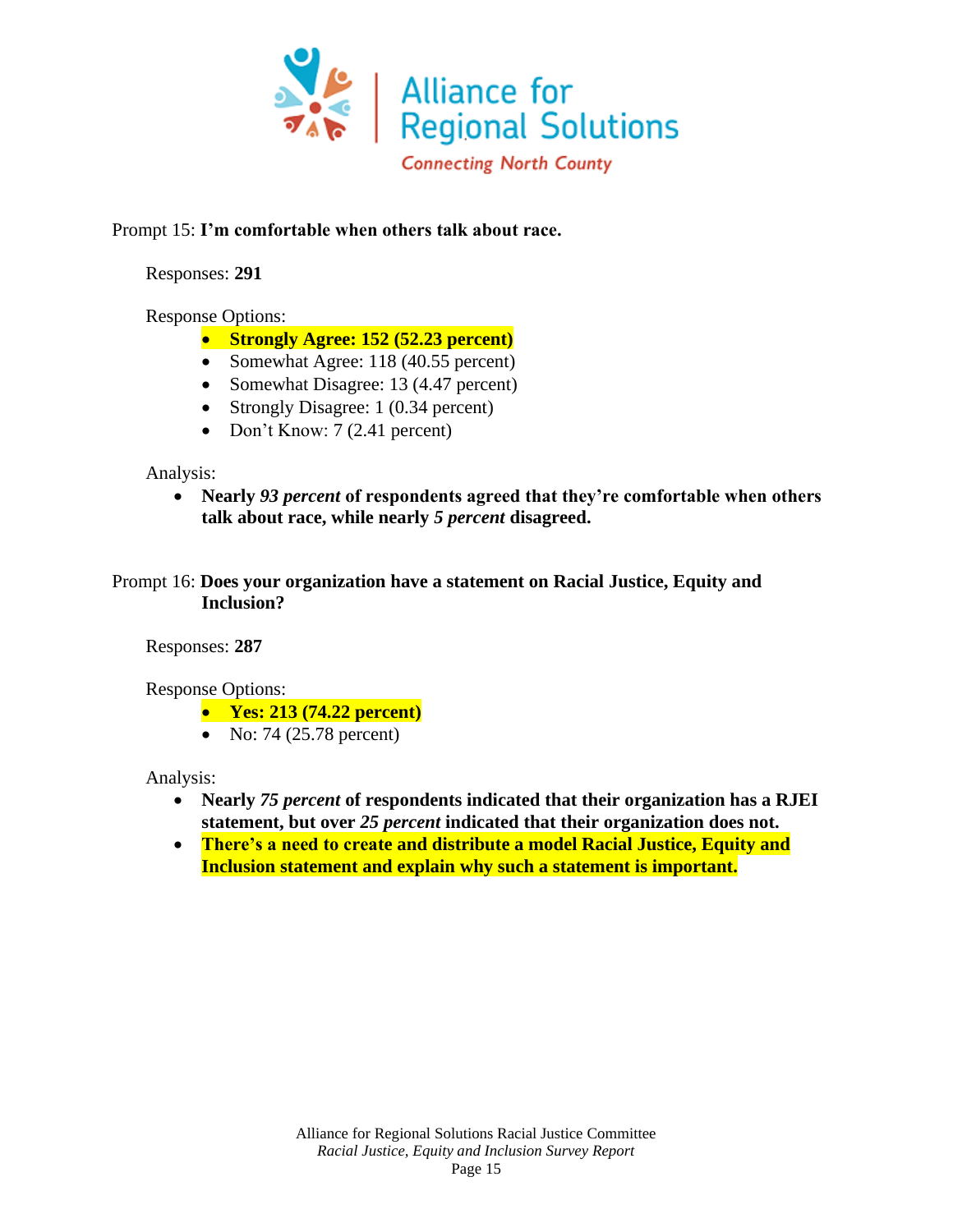Prompt 15: **I'm comfortable when others talk about race.**

Responses: **291**

Response Options:

- **Strongly Agree: 152 (52.23 percent)**
- Somewhat Agree: 118 (40.55 percent)
- Somewhat Disagree: 13 (4.47 percent)
- Strongly Disagree: 1 (0.34 percent)
- Don't Know: 7 (2.41 percent)

Analysis:

- **Nearly *93 percent* of respondents agreed that they're comfortable when others talk about race, while nearly *5 percent* disagreed.**

Prompt 16: **Does your organization have a statement on Racial Justice, Equity and Inclusion?**

Responses: **287**

Response Options:

- **Yes: 213 (74.22 percent)**
- No: 74 (25.78 percent)

Analysis:

- **Nearly *75 percent* of respondents indicated that their organization has a RJEI statement, but over *25 percent* indicated that their organization does not.**
- **There's a need to create and distribute a model Racial Justice, Equity and Inclusion statement and explain why such a statement is important.**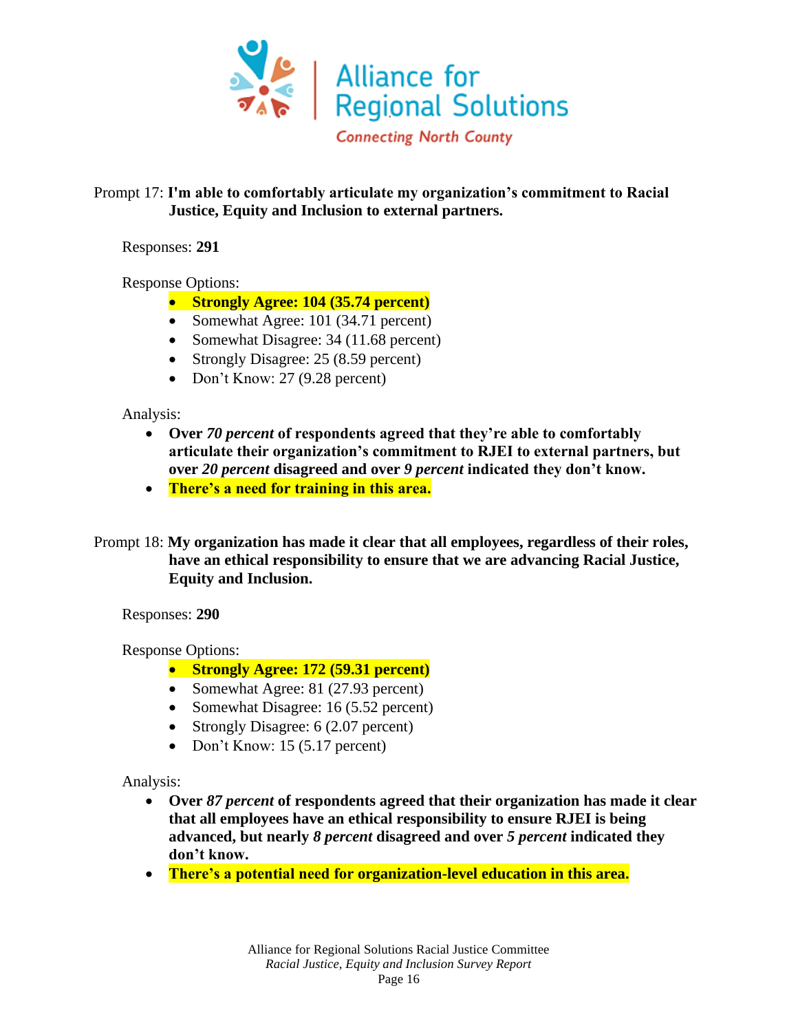Prompt 17: **I'm able to comfortably articulate my organization's commitment to Racial Justice, Equity and Inclusion to external partners.**

Responses: **291**

Response Options:

- **Strongly Agree: 104 (35.74 percent)**
- Somewhat Agree: 101 (34.71 percent)
- Somewhat Disagree: 34 (11.68 percent)
- Strongly Disagree: 25 (8.59 percent)
- Don't Know: 27 (9.28 percent)

Analysis:

- **Over *70 percent* of respondents agreed that they're able to comfortably articulate their organization's commitment to RJEI to external partners, but over *20 percent* disagreed and over *9 percent* indicated they don't know.**
- **There's a need for training in this area.**

Prompt 18: **My organization has made it clear that all employees, regardless of their roles, have an ethical responsibility to ensure that we are advancing Racial Justice, Equity and Inclusion.**

Responses: **290**

Response Options:

- **Strongly Agree: 172 (59.31 percent)**
- Somewhat Agree: 81 (27.93 percent)
- Somewhat Disagree: 16 (5.52 percent)
- Strongly Disagree: 6 (2.07 percent)
- Don't Know: 15 (5.17 percent)

Analysis:

- **Over *87 percent* of respondents agreed that their organization has made it clear that all employees have an ethical responsibility to ensure RJEI is being advanced, but nearly *8 percent* disagreed and over *5 percent* indicated they don't know.**
- **There's a potential need for organization-level education in this area.**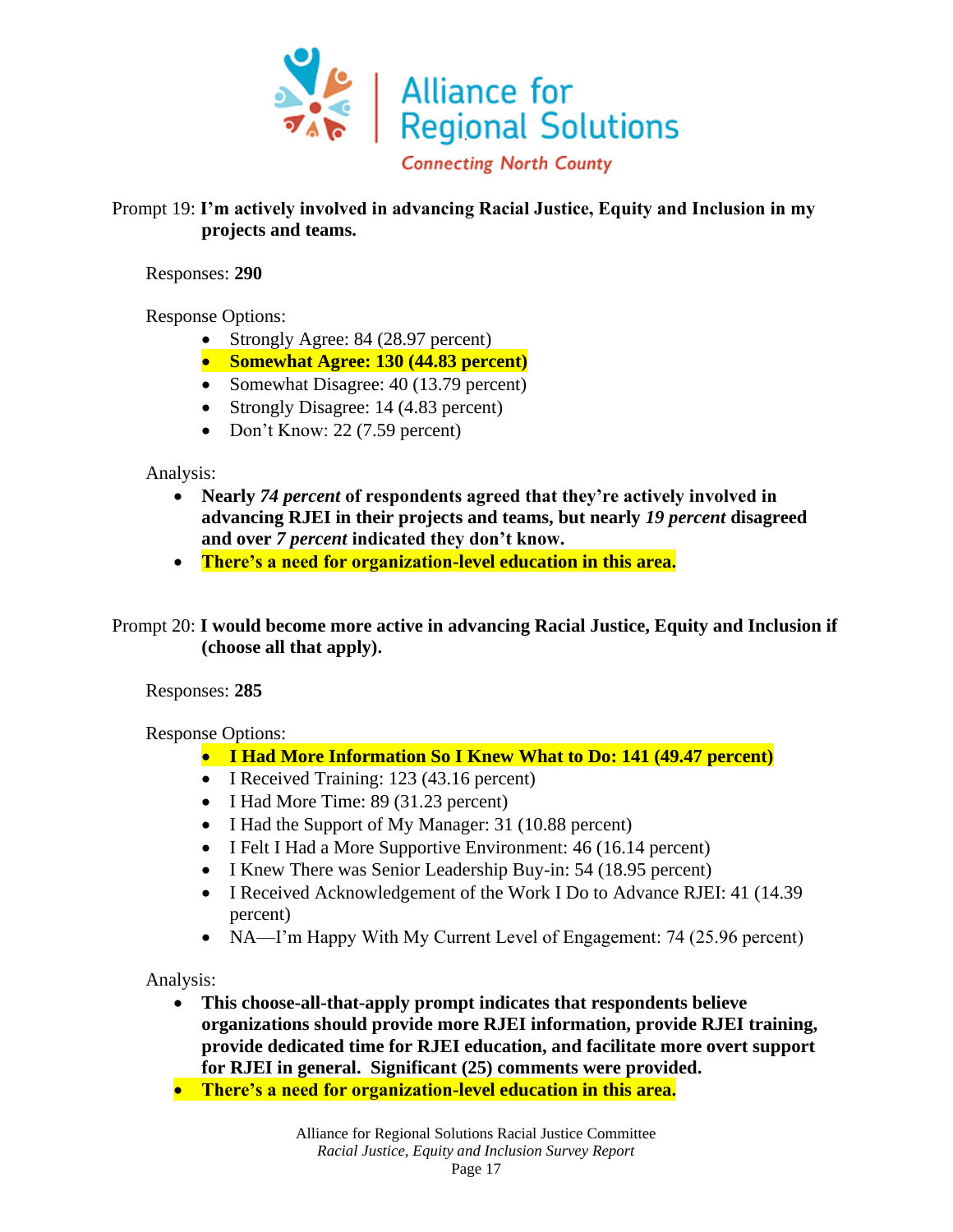Prompt 19: **I'm actively involved in advancing Racial Justice, Equity and Inclusion in my projects and teams.**

Responses: **290**

Response Options:

- Strongly Agree: 84 (28.97 percent)
- **Somewhat Agree: 130 (44.83 percent)**
- Somewhat Disagree: 40 (13.79 percent)
- Strongly Disagree: 14 (4.83 percent)
- Don't Know: 22 (7.59 percent)

Analysis:

- **Nearly *74 percent* of respondents agreed that they're actively involved in advancing RJEI in their projects and teams, but nearly *19 percent* disagreed and over *7 percent* indicated they don't know.**
- **There's a need for organization-level education in this area.**

Prompt 20: **I would become more active in advancing Racial Justice, Equity and Inclusion if (choose all that apply).**

Responses: **285**

Response Options:

- **I Had More Information So I Knew What to Do: 141 (49.47 percent)**
- I Received Training: 123 (43.16 percent)
- I Had More Time: 89 (31.23 percent)
- I Had the Support of My Manager: 31 (10.88 percent)
- I Felt I Had a More Supportive Environment: 46 (16.14 percent)
- I Knew There was Senior Leadership Buy-in: 54 (18.95 percent)
- I Received Acknowledgement of the Work I Do to Advance RJEI: 41 (14.39 percent)
- NA—I'm Happy With My Current Level of Engagement: 74 (25.96 percent)

Analysis:

- **This choose-all-that-apply prompt indicates that respondents believe organizations should provide more RJEI information, provide RJEI training, provide dedicated time for RJEI education, and facilitate more overt support for RJEI in general. Significant (25) comments were provided.**
- **There's a need for organization-level education in this area.**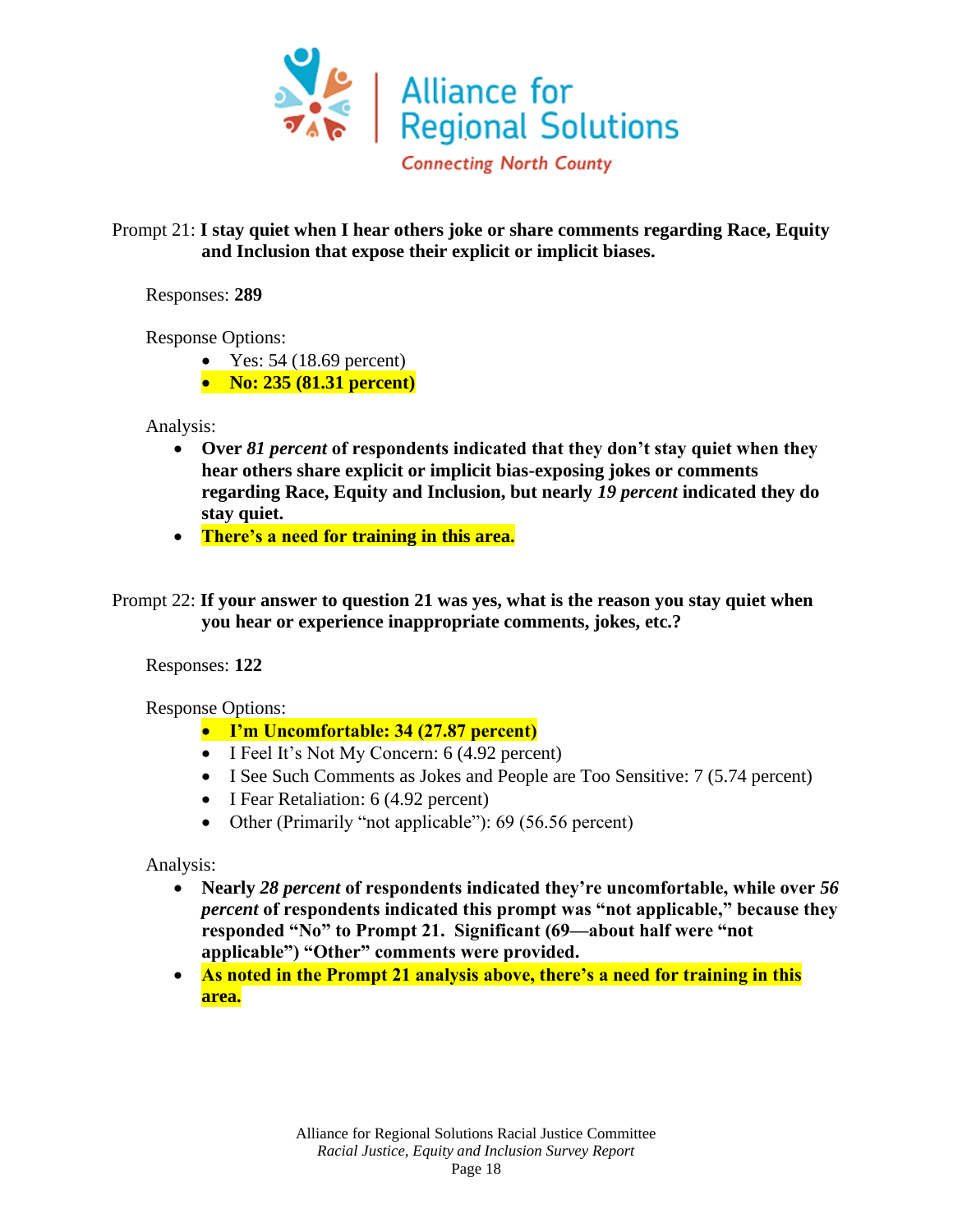Prompt 21: **I stay quiet when I hear others joke or share comments regarding Race, Equity and Inclusion that expose their explicit or implicit biases.**

Responses: **289**

Response Options:

- Yes: 54 (18.69 percent)
- **No: 235 (81.31 percent)**

Analysis:

- **Over *81 percent* of respondents indicated that they don't stay quiet when they hear others share explicit or implicit bias-exposing jokes or comments regarding Race, Equity and Inclusion, but nearly *19 percent* indicated they do stay quiet.**
- **There's a need for training in this area.**

Prompt 22: **If your answer to question 21 was yes, what is the reason you stay quiet when you hear or experience inappropriate comments, jokes, etc.?**

Responses: **122**

Response Options:

- **I'm Uncomfortable: 34 (27.87 percent)**
- I Feel It's Not My Concern: 6 (4.92 percent)
- I See Such Comments as Jokes and People are Too Sensitive: 7 (5.74 percent)
- I Fear Retaliation: 6 (4.92 percent)
- Other (Primarily "not applicable"): 69 (56.56 percent)

Analysis:

- **Nearly *28 percent* of respondents indicated they're uncomfortable, while over *56 percent* of respondents indicated this prompt was "not applicable," because they responded "No" to Prompt 21. Significant (69—about half were "not applicable") "Other" comments were provided.**
- **As noted in the Prompt 21 analysis above, there's a need for training in this area.**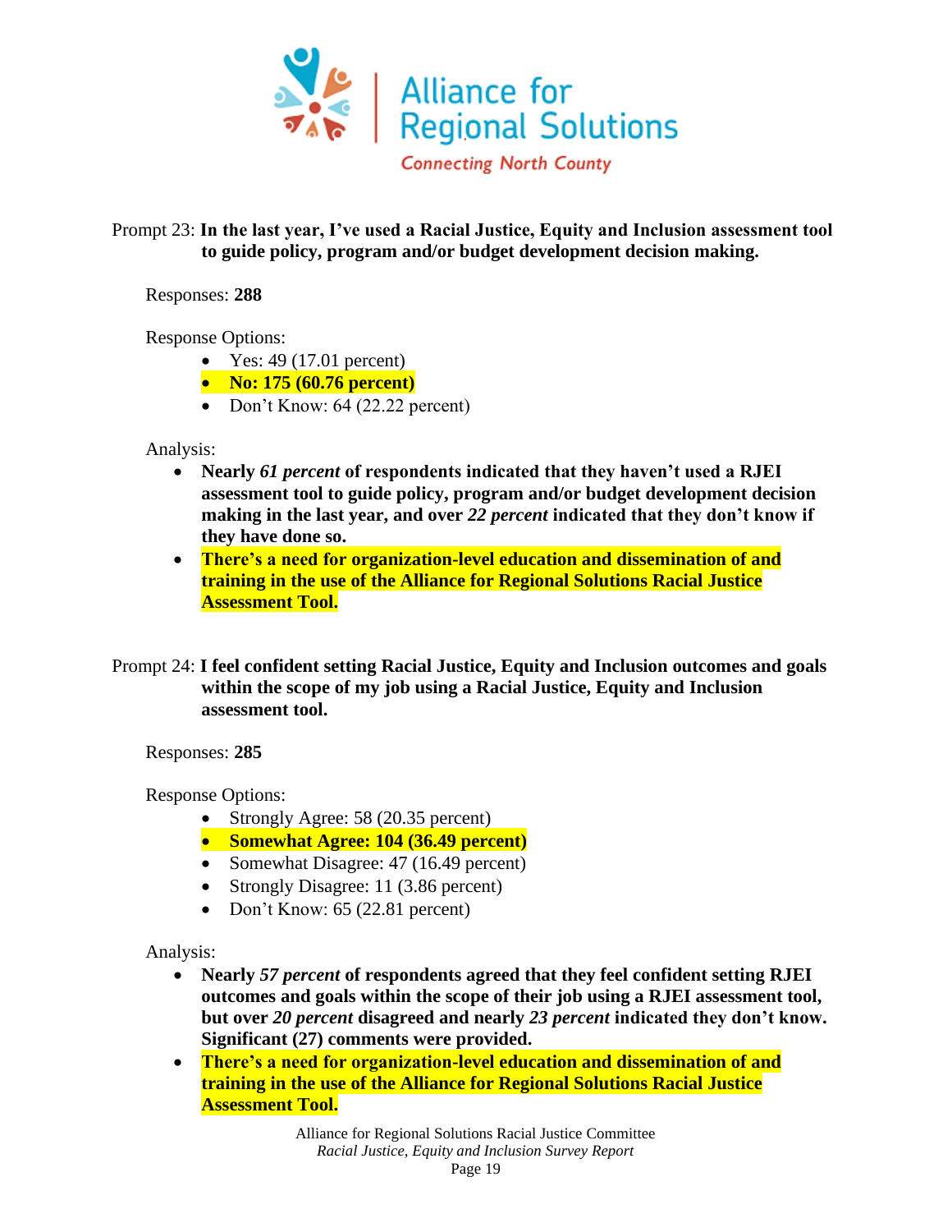Prompt 23: **In the last year, I've used a Racial Justice, Equity and Inclusion assessment tool to guide policy, program and/or budget development decision making.**

Responses: **288**

Response Options:

- Yes: 49 (17.01 percent)
- **No: 175 (60.76 percent)**
- Don't Know: 64 (22.22 percent)

Analysis:

- **Nearly *61 percent* of respondents indicated that they haven't used a RJEI assessment tool to guide policy, program and/or budget development decision making in the last year, and over *22 percent* indicated that they don't know if they have done so.**
- **There's a need for organization-level education and dissemination of and training in the use of the Alliance for Regional Solutions Racial Justice Assessment Tool.**

Prompt 24: **I feel confident setting Racial Justice, Equity and Inclusion outcomes and goals within the scope of my job using a Racial Justice, Equity and Inclusion assessment tool.**

Responses: **285**

Response Options:

- Strongly Agree: 58 (20.35 percent)
- **Somewhat Agree: 104 (36.49 percent)**
- Somewhat Disagree: 47 (16.49 percent)
- Strongly Disagree: 11 (3.86 percent)
- Don't Know: 65 (22.81 percent)

Analysis:

- **Nearly *57 percent* of respondents agreed that they feel confident setting RJEI outcomes and goals within the scope of their job using a RJEI assessment tool, but over *20 percent* disagreed and nearly *23 percent* indicated they don't know. Significant (27) comments were provided.**
- **There's a need for organization-level education and dissemination of and training in the use of the Alliance for Regional Solutions Racial Justice Assessment Tool.**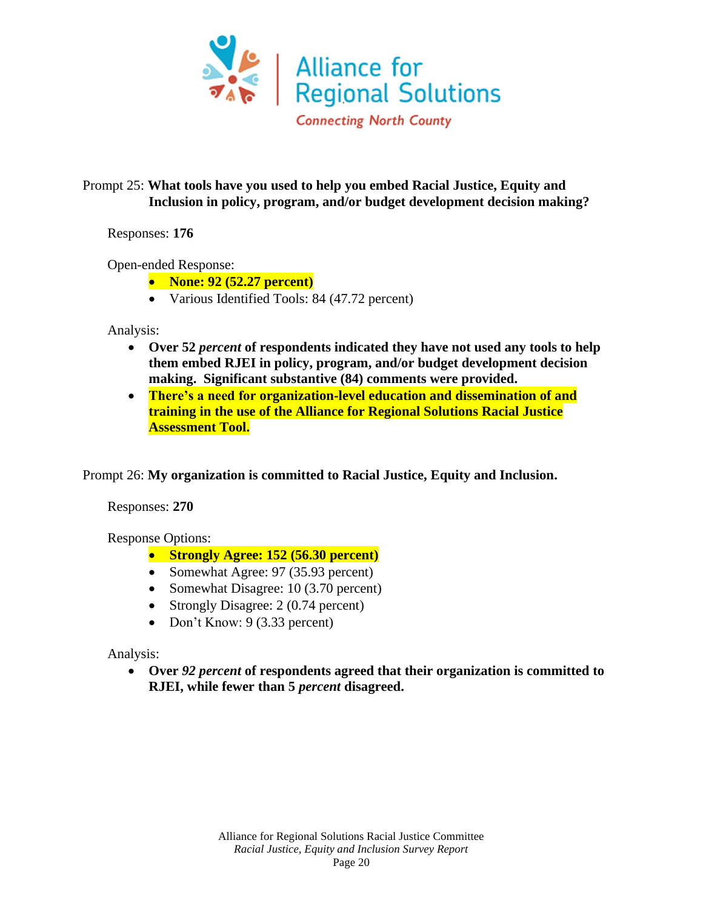Prompt 25: **What tools have you used to help you embed Racial Justice, Equity and Inclusion in policy, program, and/or budget development decision making?**

Responses: **176**

Open-ended Response:

- **None: 92 (52.27 percent)**
- Various Identified Tools: 84 (47.72 percent)

Analysis:

- **Over 52** ***percent*** **of respondents indicated they have not used any tools to help them embed RJEI in policy, program, and/or budget development decision making. Significant substantive (84) comments were provided.**
- **There's a need for organization-level education and dissemination of and training in the use of the Alliance for Regional Solutions Racial Justice Assessment Tool.**

Prompt 26: **My organization is committed to Racial Justice, Equity and Inclusion.**

Responses: **270**

Response Options:

- **Strongly Agree: 152 (56.30 percent)**
- Somewhat Agree: 97 (35.93 percent)
- Somewhat Disagree: 10 (3.70 percent)
- Strongly Disagree: 2 (0.74 percent)
- Don't Know: 9 (3.33 percent)

Analysis:

- **Over** ***92 percent*** **of respondents agreed that their organization is committed to RJEI, while fewer than 5** ***percent*** **disagreed.**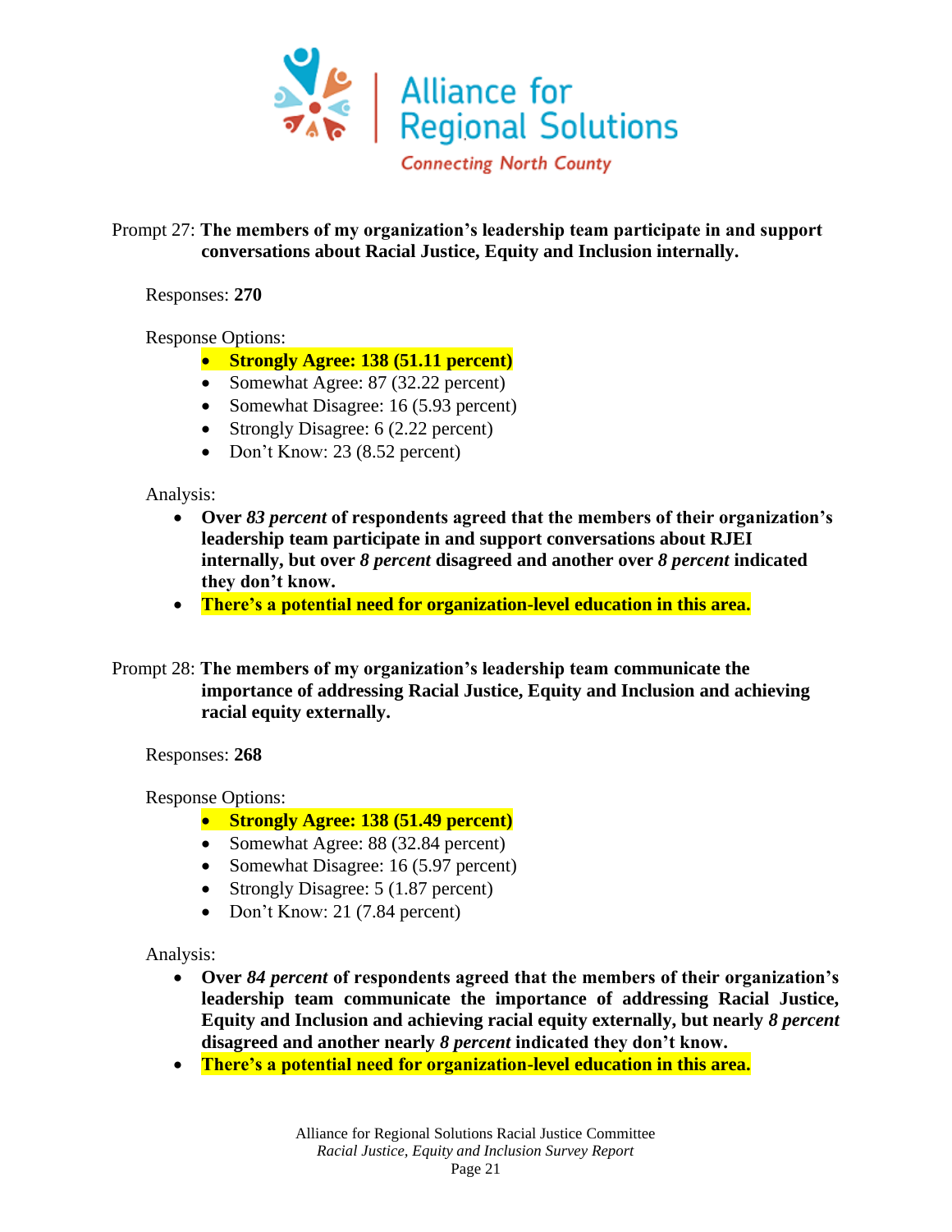Prompt 27: **The members of my organization's leadership team participate in and support conversations about Racial Justice, Equity and Inclusion internally.**

Responses: **270**

Response Options:

- **Strongly Agree: 138 (51.11 percent)**
- Somewhat Agree: 87 (32.22 percent)
- Somewhat Disagree: 16 (5.93 percent)
- Strongly Disagree: 6 (2.22 percent)
- Don't Know: 23 (8.52 percent)

Analysis:

- **Over *83 percent* of respondents agreed that the members of their organization's leadership team participate in and support conversations about RJEI internally, but over *8 percent* disagreed and another over *8 percent* indicated they don't know.**
- **There's a potential need for organization-level education in this area.**

Prompt 28: **The members of my organization's leadership team communicate the importance of addressing Racial Justice, Equity and Inclusion and achieving racial equity externally.**

Responses: **268**

Response Options:

- **Strongly Agree: 138 (51.49 percent)**
- Somewhat Agree: 88 (32.84 percent)
- Somewhat Disagree: 16 (5.97 percent)
- Strongly Disagree: 5 (1.87 percent)
- Don't Know: 21 (7.84 percent)

Analysis:

- **Over *84 percent* of respondents agreed that the members of their organization's leadership team communicate the importance of addressing Racial Justice, Equity and Inclusion and achieving racial equity externally, but nearly *8 percent* disagreed and another nearly *8 percent* indicated they don't know.**
- **There's a potential need for organization-level education in this area.**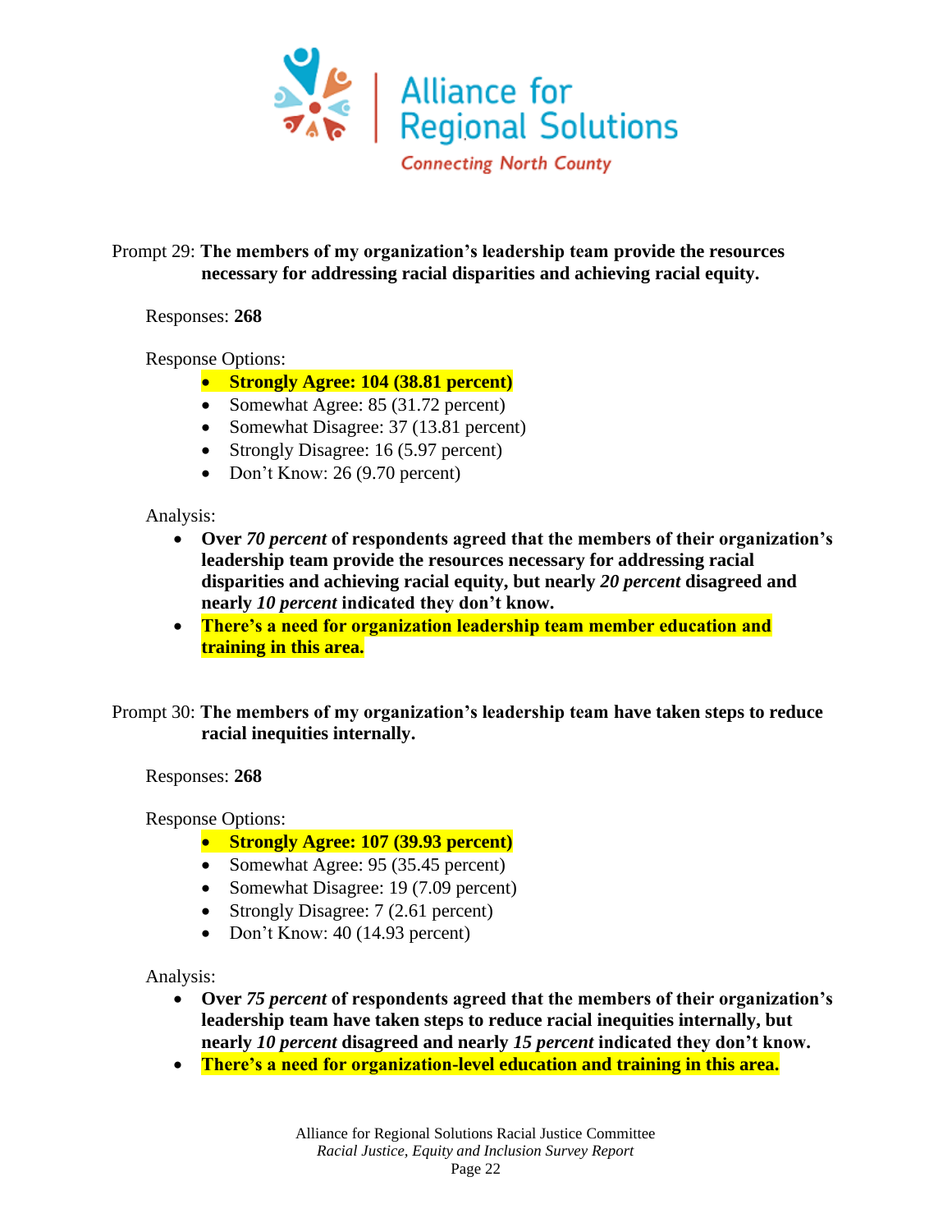Prompt 29: **The members of my organization's leadership team provide the resources necessary for addressing racial disparities and achieving racial equity.**

Responses: **268**

Response Options:

- **Strongly Agree: 104 (38.81 percent)**
- Somewhat Agree: 85 (31.72 percent)
- Somewhat Disagree: 37 (13.81 percent)
- Strongly Disagree: 16 (5.97 percent)
- Don't Know: 26 (9.70 percent)

Analysis:

- **Over *70 percent* of respondents agreed that the members of their organization's leadership team provide the resources necessary for addressing racial disparities and achieving racial equity, but nearly *20 percent* disagreed and nearly *10 percent* indicated they don't know.**
- **There's a need for organization leadership team member education and training in this area.**

Prompt 30: **The members of my organization's leadership team have taken steps to reduce racial inequities internally.**

Responses: **268**

Response Options:

- **Strongly Agree: 107 (39.93 percent)**
- Somewhat Agree: 95 (35.45 percent)
- Somewhat Disagree: 19 (7.09 percent)
- Strongly Disagree: 7 (2.61 percent)
- Don't Know: 40 (14.93 percent)

Analysis:

- **Over *75 percent* of respondents agreed that the members of their organization's leadership team have taken steps to reduce racial inequities internally, but nearly *10 percent* disagreed and nearly *15 percent* indicated they don't know.**
- **There's a need for organization-level education and training in this area.**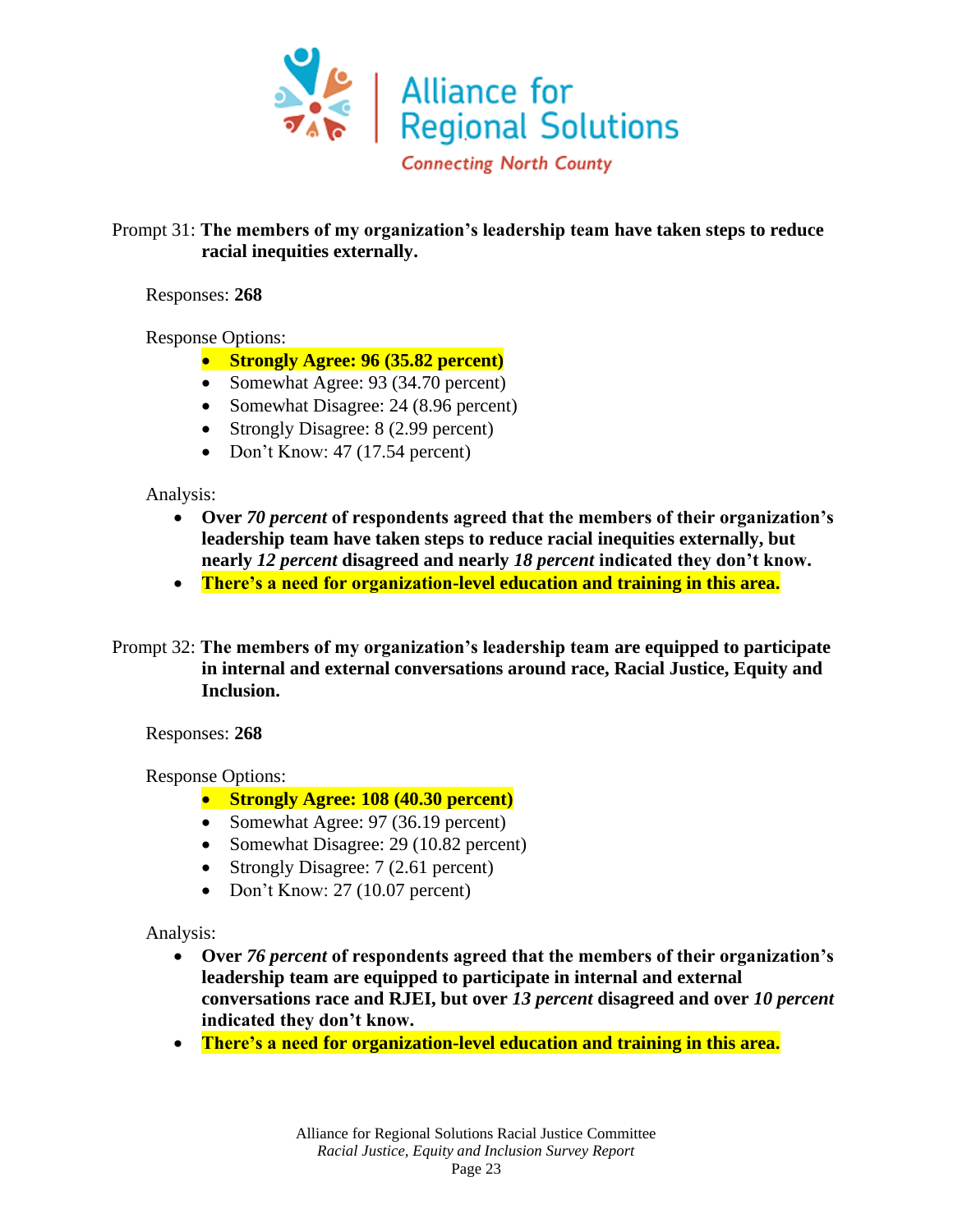Prompt 31: **The members of my organization's leadership team have taken steps to reduce racial inequities externally.**

Responses: **268**

Response Options:

- **Strongly Agree: 96 (35.82 percent)**
- Somewhat Agree: 93 (34.70 percent)
- Somewhat Disagree: 24 (8.96 percent)
- Strongly Disagree: 8 (2.99 percent)
- Don't Know: 47 (17.54 percent)

Analysis:

- **Over *70 percent* of respondents agreed that the members of their organization's leadership team have taken steps to reduce racial inequities externally, but nearly *12 percent* disagreed and nearly *18 percent* indicated they don't know.**
- **There's a need for organization-level education and training in this area.**

Prompt 32: **The members of my organization's leadership team are equipped to participate in internal and external conversations around race, Racial Justice, Equity and Inclusion.**

Responses: **268**

Response Options:

- **Strongly Agree: 108 (40.30 percent)**
- Somewhat Agree: 97 (36.19 percent)
- Somewhat Disagree: 29 (10.82 percent)
- Strongly Disagree: 7 (2.61 percent)
- Don't Know: 27 (10.07 percent)

Analysis:

- **Over *76 percent* of respondents agreed that the members of their organization's leadership team are equipped to participate in internal and external conversations race and RJEI, but over *13 percent* disagreed and over *10 percent* indicated they don't know.**
- **There's a need for organization-level education and training in this area.**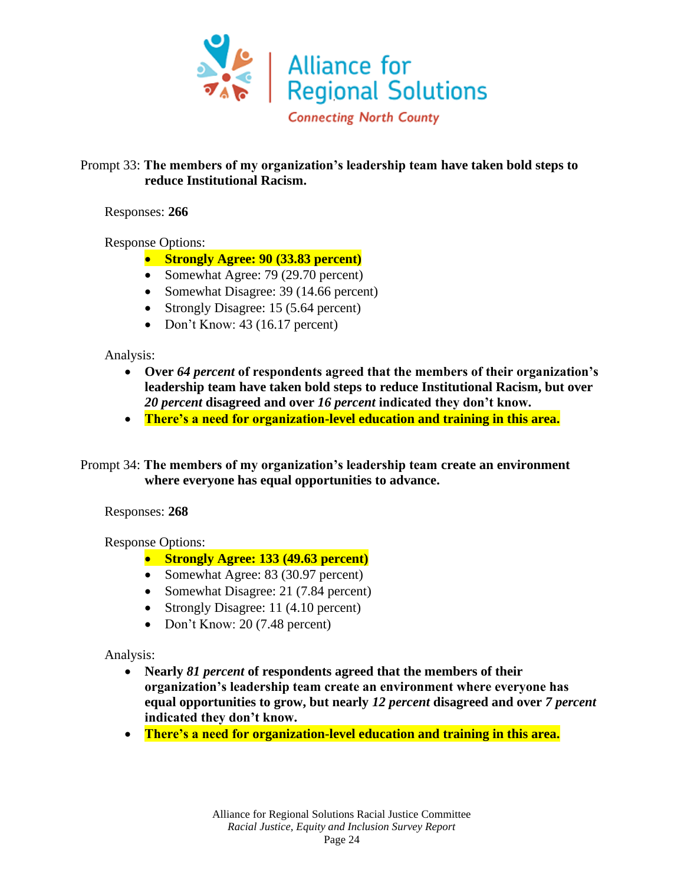Prompt 33: **The members of my organization's leadership team have taken bold steps to reduce Institutional Racism.**

Responses: **266**

Response Options:

- **Strongly Agree: 90 (33.83 percent)**
- Somewhat Agree: 79 (29.70 percent)
- Somewhat Disagree: 39 (14.66 percent)
- Strongly Disagree: 15 (5.64 percent)
- Don't Know: 43 (16.17 percent)

Analysis:

- **Over *64 percent* of respondents agreed that the members of their organization's leadership team have taken bold steps to reduce Institutional Racism, but over *20 percent* disagreed and over *16 percent* indicated they don't know.**
- **There's a need for organization-level education and training in this area.**

Prompt 34: **The members of my organization's leadership team create an environment where everyone has equal opportunities to advance.**

Responses: **268**

Response Options:

- **Strongly Agree: 133 (49.63 percent)**
- Somewhat Agree: 83 (30.97 percent)
- Somewhat Disagree: 21 (7.84 percent)
- Strongly Disagree: 11 (4.10 percent)
- Don't Know: 20 (7.48 percent)

Analysis:

- **Nearly *81 percent* of respondents agreed that the members of their organization's leadership team create an environment where everyone has equal opportunities to grow, but nearly *12 percent* disagreed and over *7 percent* indicated they don't know.**
- **There's a need for organization-level education and training in this area.**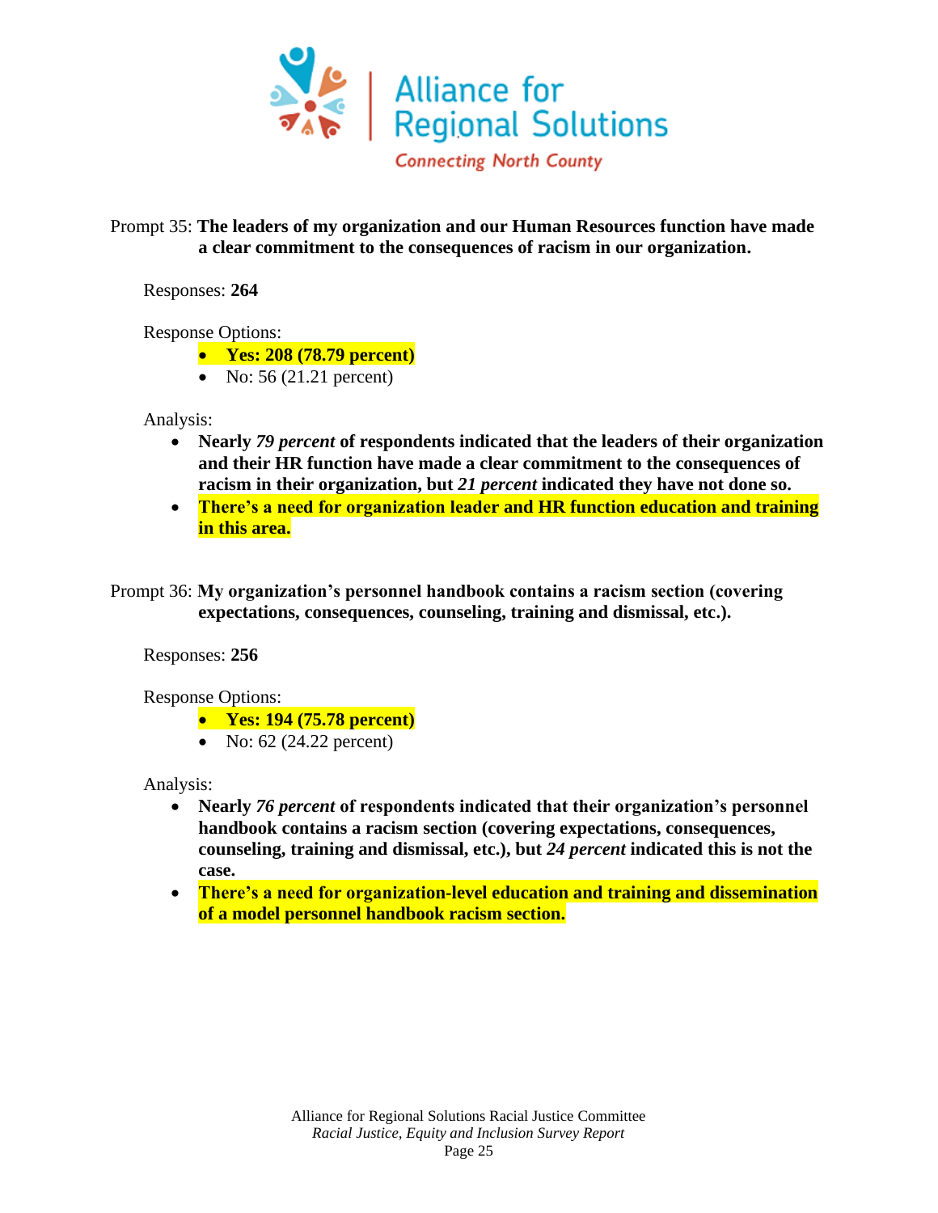Prompt 35: **The leaders of my organization and our Human Resources function have made a clear commitment to the consequences of racism in our organization.**

Responses: **264**

Response Options:

- **Yes: 208 (78.79 percent)**
- No: 56 (21.21 percent)

Analysis:

- **Nearly *79 percent* of respondents indicated that the leaders of their organization and their HR function have made a clear commitment to the consequences of racism in their organization, but *21 percent* indicated they have not done so.**
- **There's a need for organization leader and HR function education and training in this area.**

Prompt 36: **My organization's personnel handbook contains a racism section (covering expectations, consequences, counseling, training and dismissal, etc.).**

Responses: **256**

Response Options:

- **Yes: 194 (75.78 percent)**
- No: 62 (24.22 percent)

Analysis:

- **Nearly *76 percent* of respondents indicated that their organization's personnel handbook contains a racism section (covering expectations, consequences, counseling, training and dismissal, etc.), but *24 percent* indicated this is not the case.**
- **There's a need for organization-level education and training and dissemination of a model personnel handbook racism section.**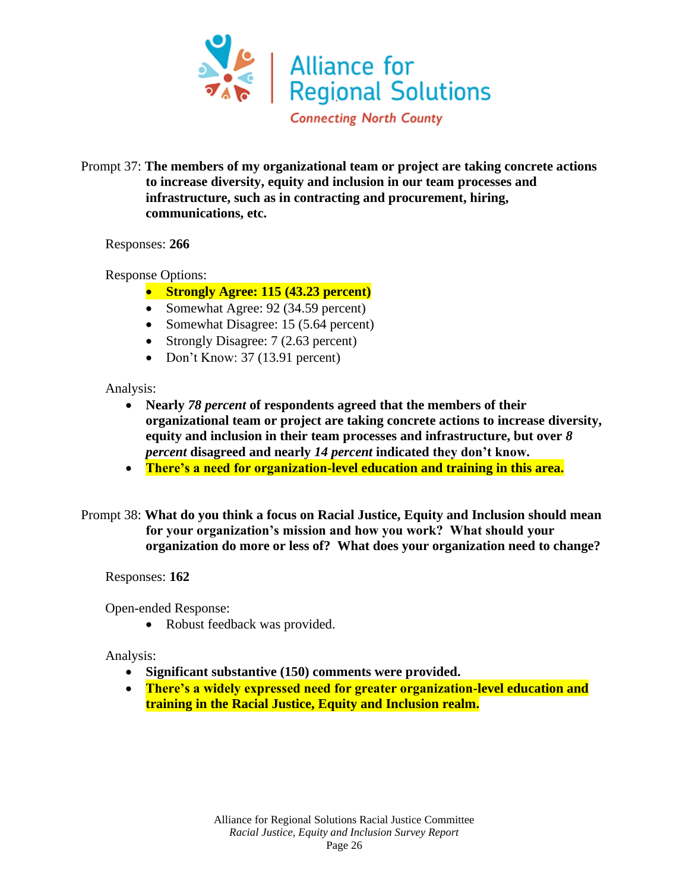Prompt 37: **The members of my organizational team or project are taking concrete actions to increase diversity, equity and inclusion in our team processes and infrastructure, such as in contracting and procurement, hiring, communications, etc.**

Responses: **266**

Response Options:

- **Strongly Agree: 115 (43.23 percent)**
- Somewhat Agree: 92 (34.59 percent)
- Somewhat Disagree: 15 (5.64 percent)
- Strongly Disagree: 7 (2.63 percent)
- Don't Know: 37 (13.91 percent)

Analysis:

- **Nearly *78 percent* of respondents agreed that the members of their organizational team or project are taking concrete actions to increase diversity, equity and inclusion in their team processes and infrastructure, but over *8 percent* disagreed and nearly *14 percent* indicated they don't know.**
- **There's a need for organization-level education and training in this area.**

Prompt 38: **What do you think a focus on Racial Justice, Equity and Inclusion should mean for your organization's mission and how you work? What should your organization do more or less of? What does your organization need to change?**

Responses: **162**

Open-ended Response:

- Robust feedback was provided.

Analysis:

- **Significant substantive (150) comments were provided.**
- **There's a widely expressed need for greater organization-level education and training in the Racial Justice, Equity and Inclusion realm.**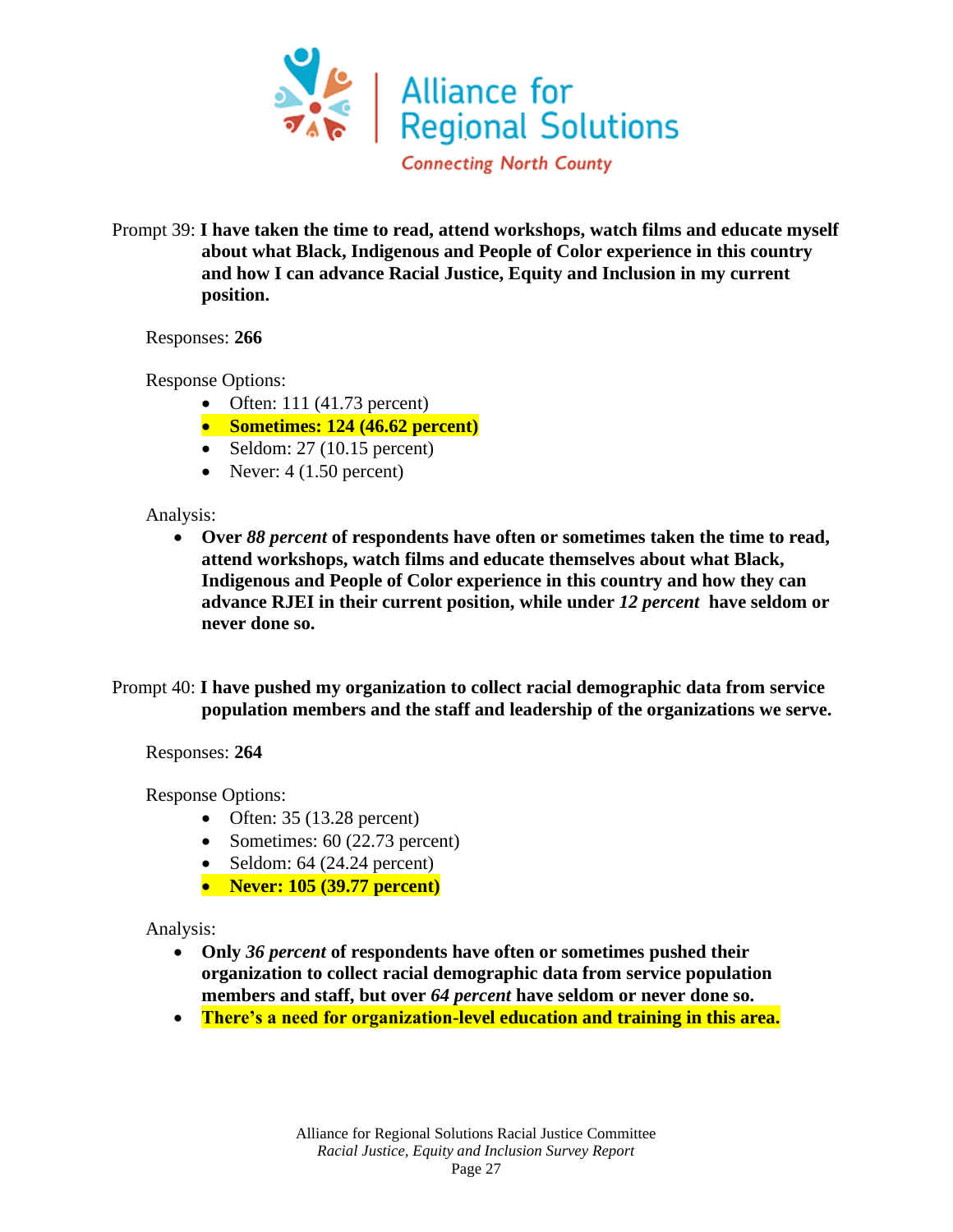Prompt 39: **I have taken the time to read, attend workshops, watch films and educate myself about what Black, Indigenous and People of Color experience in this country and how I can advance Racial Justice, Equity and Inclusion in my current position.**

Responses: **266**

Response Options:

- Often: 111 (41.73 percent)
- **Sometimes: 124 (46.62 percent)**
- Seldom: 27 (10.15 percent)
- Never: 4 (1.50 percent)

Analysis:

- **Over *88 percent* of respondents have often or sometimes taken the time to read, attend workshops, watch films and educate themselves about what Black, Indigenous and People of Color experience in this country and how they can advance RJEI in their current position, while under *12 percent* have seldom or never done so.**

Prompt 40: **I have pushed my organization to collect racial demographic data from service population members and the staff and leadership of the organizations we serve.**

Responses: **264**

Response Options:

- Often: 35 (13.28 percent)
- Sometimes: 60 (22.73 percent)
- Seldom: 64 (24.24 percent)
- **Never: 105 (39.77 percent)**

Analysis:

- **Only *36 percent* of respondents have often or sometimes pushed their organization to collect racial demographic data from service population members and staff, but over *64 percent* have seldom or never done so.**
- **There's a need for organization-level education and training in this area.**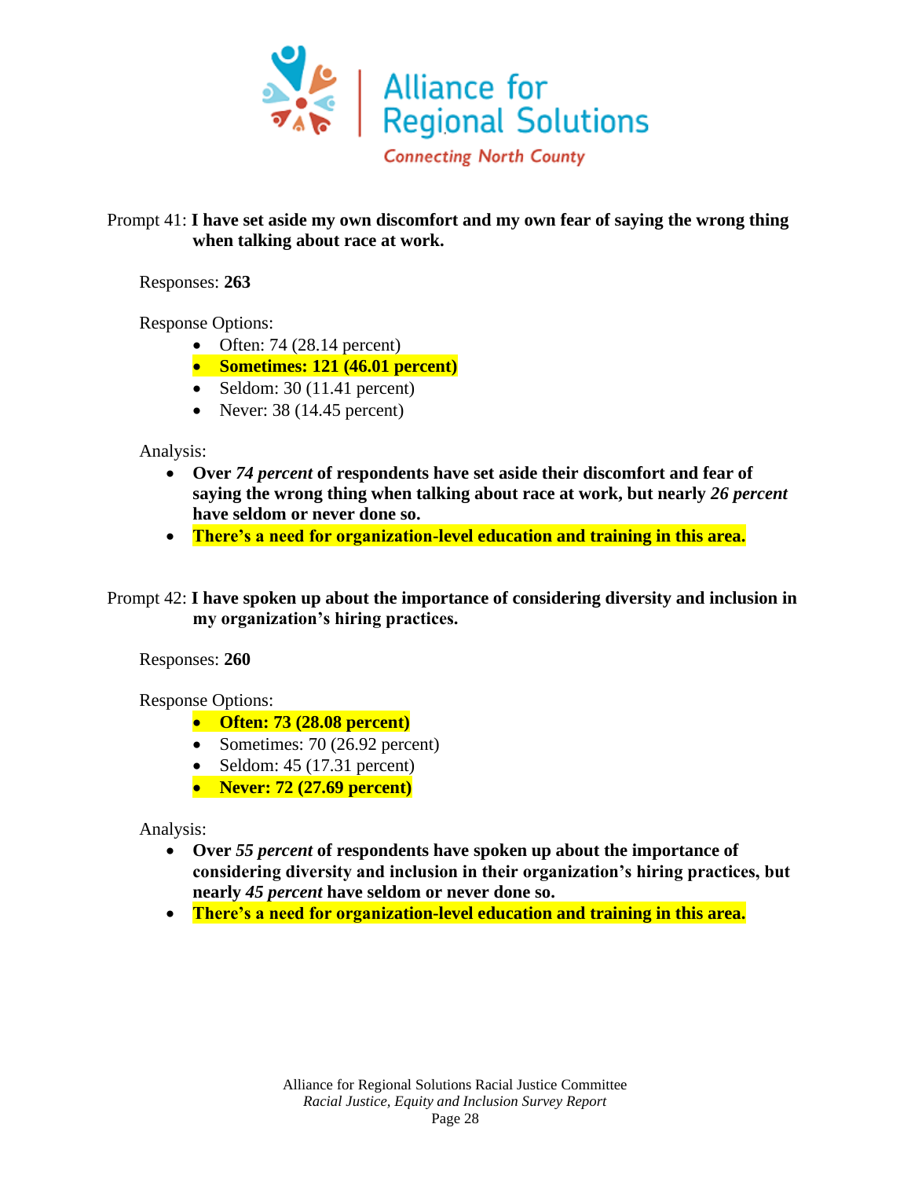Prompt 41: **I have set aside my own discomfort and my own fear of saying the wrong thing when talking about race at work.**

Responses: **263**

Response Options:

- Often: 74 (28.14 percent)
- **Sometimes: 121 (46.01 percent)**
- Seldom: 30 (11.41 percent)
- Never: 38 (14.45 percent)

Analysis:

- **Over *74 percent* of respondents have set aside their discomfort and fear of saying the wrong thing when talking about race at work, but nearly *26 percent* have seldom or never done so.**
- **There's a need for organization-level education and training in this area.**

Prompt 42: **I have spoken up about the importance of considering diversity and inclusion in my organization's hiring practices.**

Responses: **260**

Response Options:

- **Often: 73 (28.08 percent)**
- Sometimes: 70 (26.92 percent)
- Seldom: 45 (17.31 percent)
- **Never: 72 (27.69 percent)**

Analysis:

- **Over *55 percent* of respondents have spoken up about the importance of considering diversity and inclusion in their organization's hiring practices, but nearly *45 percent* have seldom or never done so.**
- **There's a need for organization-level education and training in this area.**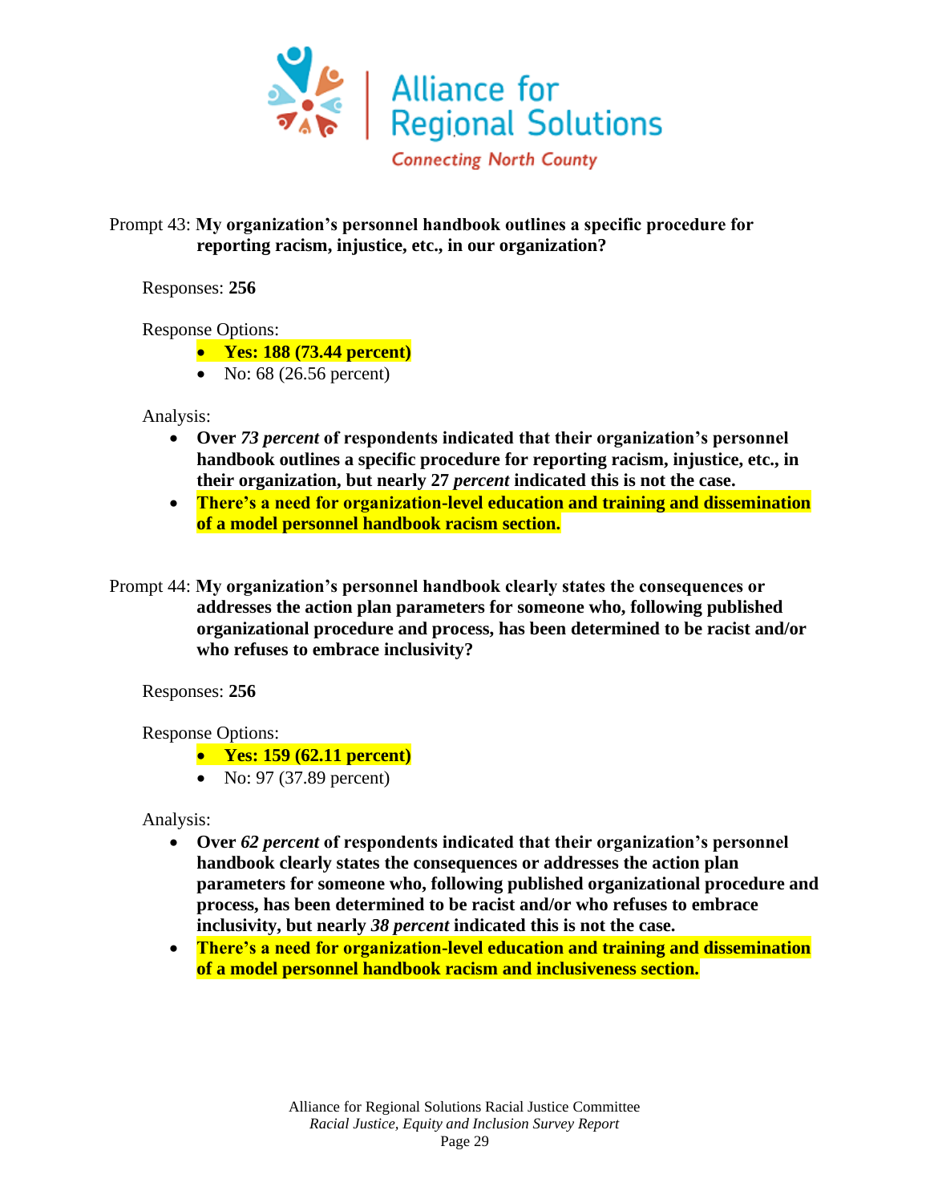Prompt 43: **My organization's personnel handbook outlines a specific procedure for reporting racism, injustice, etc., in our organization?**

Responses: **256**

Response Options:

- **Yes: 188 (73.44 percent)**
- No: 68 (26.56 percent)

Analysis:

- **Over *73 percent* of respondents indicated that their organization's personnel handbook outlines a specific procedure for reporting racism, injustice, etc., in their organization, but nearly 27 *percent* indicated this is not the case.**
- **There's a need for organization-level education and training and dissemination of a model personnel handbook racism section.**

Prompt 44: **My organization's personnel handbook clearly states the consequences or addresses the action plan parameters for someone who, following published organizational procedure and process, has been determined to be racist and/or who refuses to embrace inclusivity?**

Responses: **256**

Response Options:

- **Yes: 159 (62.11 percent)**
- No: 97 (37.89 percent)

Analysis:

- **Over *62 percent* of respondents indicated that their organization's personnel handbook clearly states the consequences or addresses the action plan parameters for someone who, following published organizational procedure and process, has been determined to be racist and/or who refuses to embrace inclusivity, but nearly *38 percent* indicated this is not the case.**
- **There's a need for organization-level education and training and dissemination of a model personnel handbook racism and inclusiveness section.**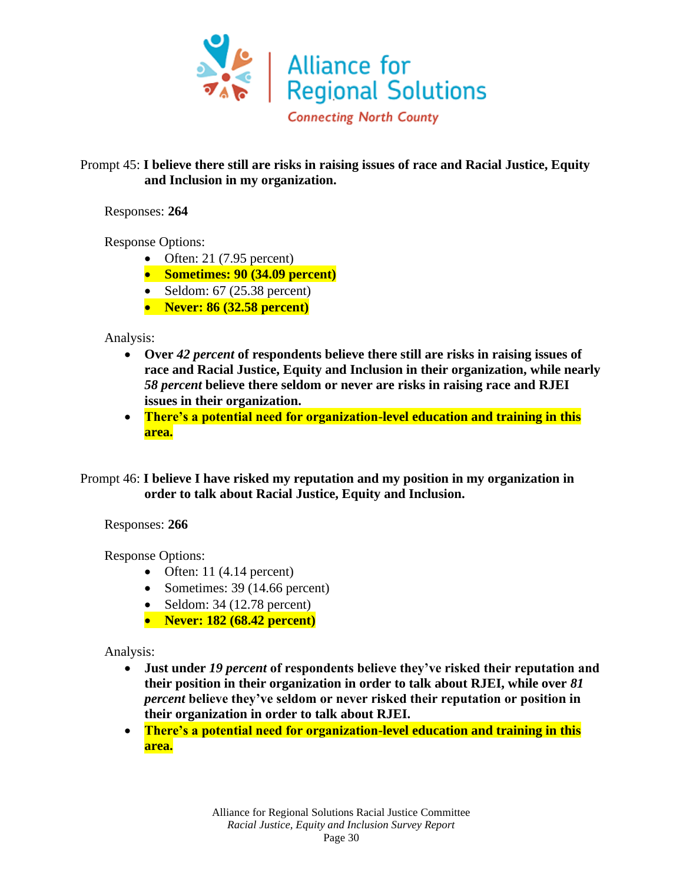Prompt 45: **I believe there still are risks in raising issues of race and Racial Justice, Equity and Inclusion in my organization.**

Responses: **264**

Response Options:

- Often: 21 (7.95 percent)
- **Sometimes: 90 (34.09 percent)**
- Seldom: 67 (25.38 percent)
- **Never: 86 (32.58 percent)**

Analysis:

- **Over *42 percent* of respondents believe there still are risks in raising issues of race and Racial Justice, Equity and Inclusion in their organization, while nearly *58 percent* believe there seldom or never are risks in raising race and RJEI issues in their organization.**
- **There's a potential need for organization-level education and training in this area.**

Prompt 46: **I believe I have risked my reputation and my position in my organization in order to talk about Racial Justice, Equity and Inclusion.**

Responses: **266**

Response Options:

- Often: 11 (4.14 percent)
- Sometimes: 39 (14.66 percent)
- Seldom: 34 (12.78 percent)
- **Never: 182 (68.42 percent)**

Analysis:

- **Just under *19 percent* of respondents believe they've risked their reputation and their position in their organization in order to talk about RJEI, while over *81 percent* believe they've seldom or never risked their reputation or position in their organization in order to talk about RJEI.**
- **There's a potential need for organization-level education and training in this area.**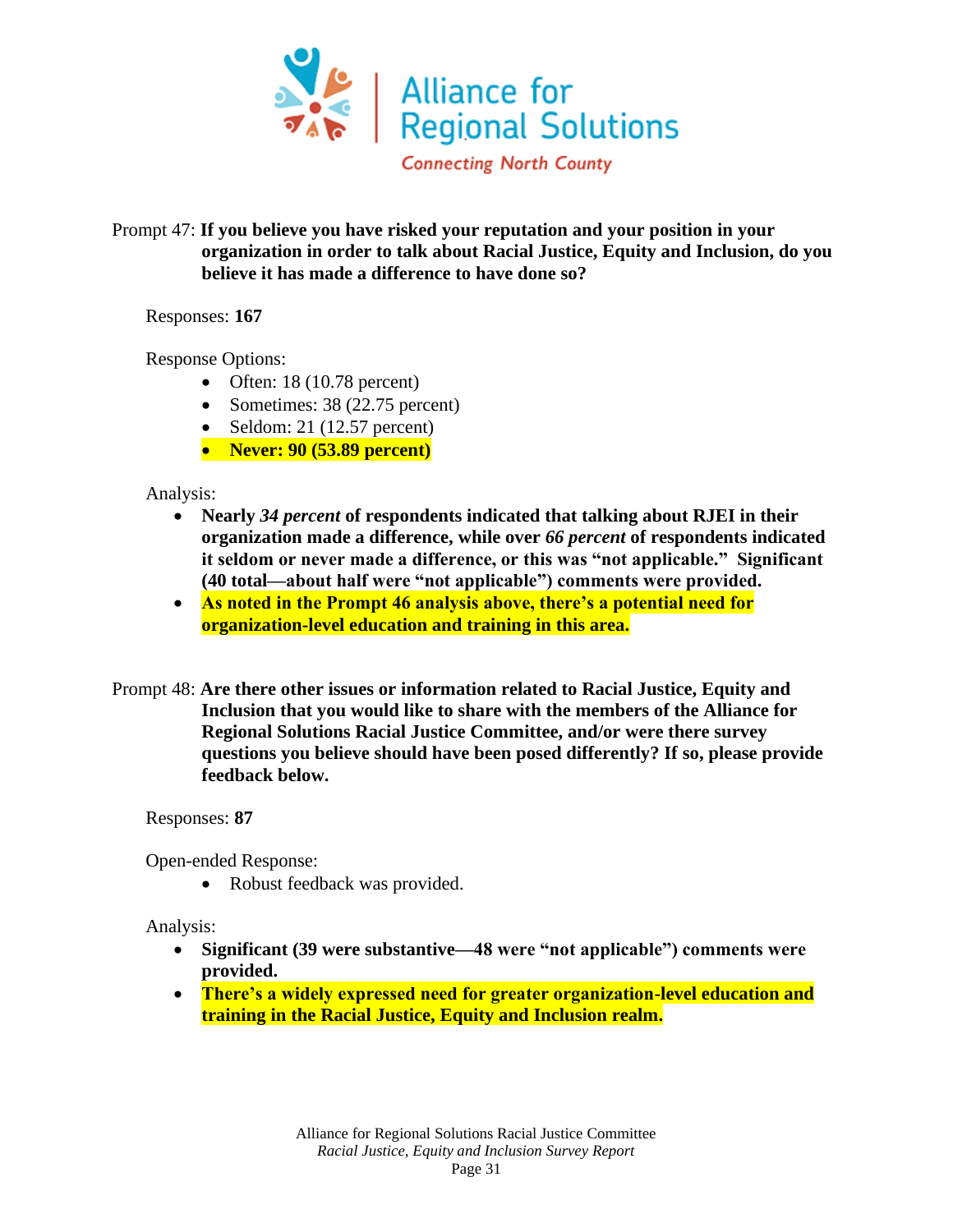Prompt 47: **If you believe you have risked your reputation and your position in your organization in order to talk about Racial Justice, Equity and Inclusion, do you believe it has made a difference to have done so?**

Responses: **167**

Response Options:

- Often: 18 (10.78 percent)
- Sometimes: 38 (22.75 percent)
- Seldom: 21 (12.57 percent)
- **Never: 90 (53.89 percent)**

Analysis:

- **Nearly *34 percent* of respondents indicated that talking about RJEI in their organization made a difference, while over *66 percent* of respondents indicated it seldom or never made a difference, or this was "not applicable." Significant (40 total—about half were "not applicable") comments were provided.**
- **As noted in the Prompt 46 analysis above, there's a potential need for organization-level education and training in this area.**

Prompt 48: **Are there other issues or information related to Racial Justice, Equity and Inclusion that you would like to share with the members of the Alliance for Regional Solutions Racial Justice Committee, and/or were there survey questions you believe should have been posed differently? If so, please provide feedback below.**

Responses: **87**

Open-ended Response:

- Robust feedback was provided.

Analysis:

- **Significant (39 were substantive—48 were "not applicable") comments were provided.**
- **There's a widely expressed need for greater organization-level education and training in the Racial Justice, Equity and Inclusion realm.**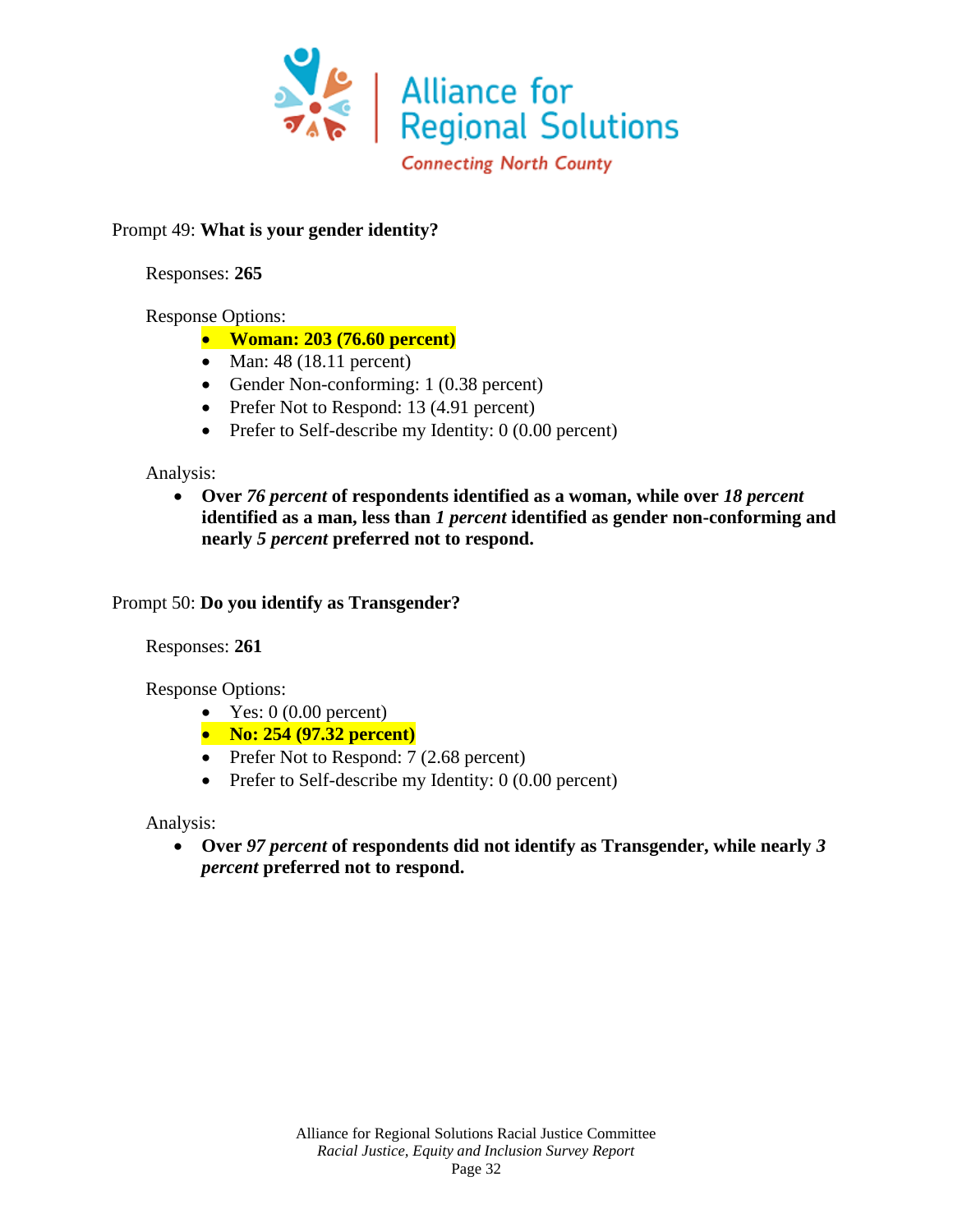Prompt 49: **What is your gender identity?**

Responses: **265**

Response Options:

- **Woman: 203 (76.60 percent)**
- Man: 48 (18.11 percent)
- Gender Non-conforming: 1 (0.38 percent)
- Prefer Not to Respond: 13 (4.91 percent)
- Prefer to Self-describe my Identity: 0 (0.00 percent)

Analysis:

- **Over *76 percent* of respondents identified as a woman, while over *18 percent* identified as a man, less than *1 percent* identified as gender non-conforming and nearly *5 percent* preferred not to respond.**

Prompt 50: **Do you identify as Transgender?**

Responses: **261**

Response Options:

- Yes: 0 (0.00 percent)
- **No: 254 (97.32 percent)**
- Prefer Not to Respond: 7 (2.68 percent)
- Prefer to Self-describe my Identity: 0 (0.00 percent)

Analysis:

- **Over *97 percent* of respondents did not identify as Transgender, while nearly *3 percent* preferred not to respond.**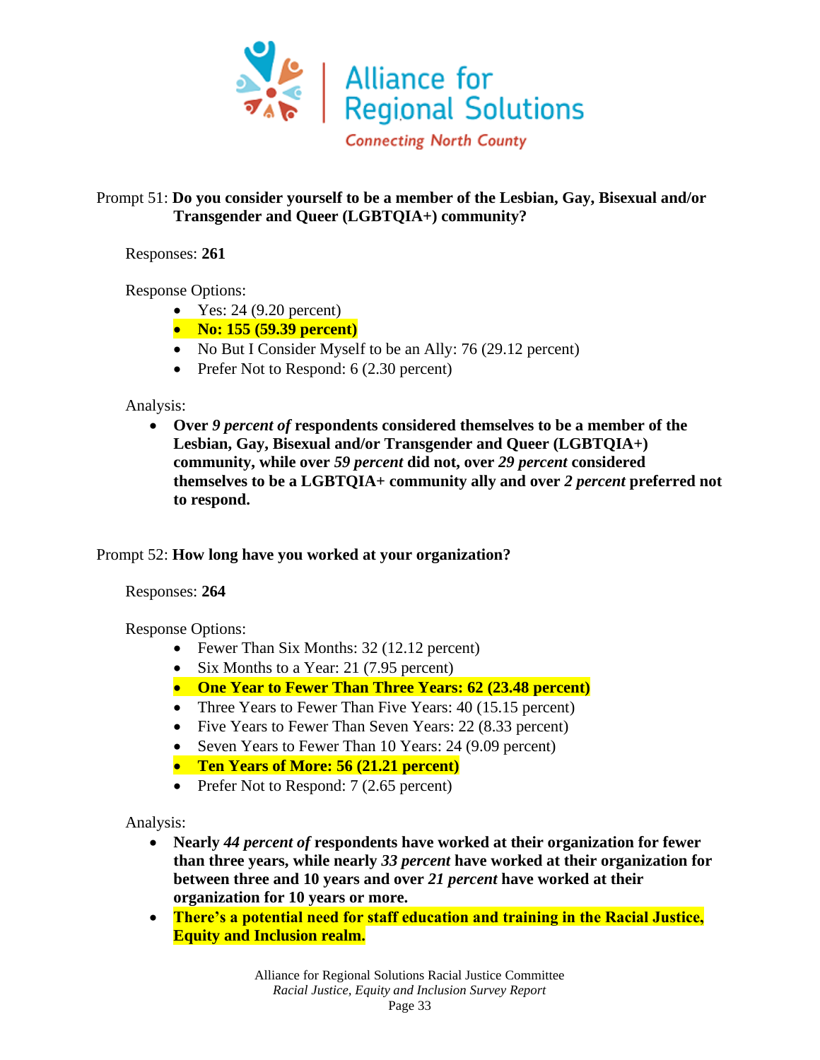Prompt 51: **Do you consider yourself to be a member of the Lesbian, Gay, Bisexual and/or Transgender and Queer (LGBTQIA+) community?**

Responses: **261**

Response Options:

- Yes: 24 (9.20 percent)
- **No: 155 (59.39 percent)**
- No But I Consider Myself to be an Ally: 76 (29.12 percent)
- Prefer Not to Respond: 6 (2.30 percent)

Analysis:

- **Over *9 percent of* respondents considered themselves to be a member of the Lesbian, Gay, Bisexual and/or Transgender and Queer (LGBTQIA+) community, while over *59 percent* did not, over *29 percent* considered themselves to be a LGBTQIA+ community ally and over *2 percent* preferred not to respond.**

Prompt 52: **How long have you worked at your organization?**

Responses: **264**

Response Options:

- Fewer Than Six Months: 32 (12.12 percent)
- Six Months to a Year: 21 (7.95 percent)
- **One Year to Fewer Than Three Years: 62 (23.48 percent)**
- Three Years to Fewer Than Five Years: 40 (15.15 percent)
- Five Years to Fewer Than Seven Years: 22 (8.33 percent)
- Seven Years to Fewer Than 10 Years: 24 (9.09 percent)
- **Ten Years of More: 56 (21.21 percent)**
- Prefer Not to Respond: 7 (2.65 percent)

Analysis:

- **Nearly *44 percent of* respondents have worked at their organization for fewer than three years, while nearly *33 percent* have worked at their organization for between three and 10 years and over *21 percent* have worked at their organization for 10 years or more.**
- **There's a potential need for staff education and training in the Racial Justice, Equity and Inclusion realm.**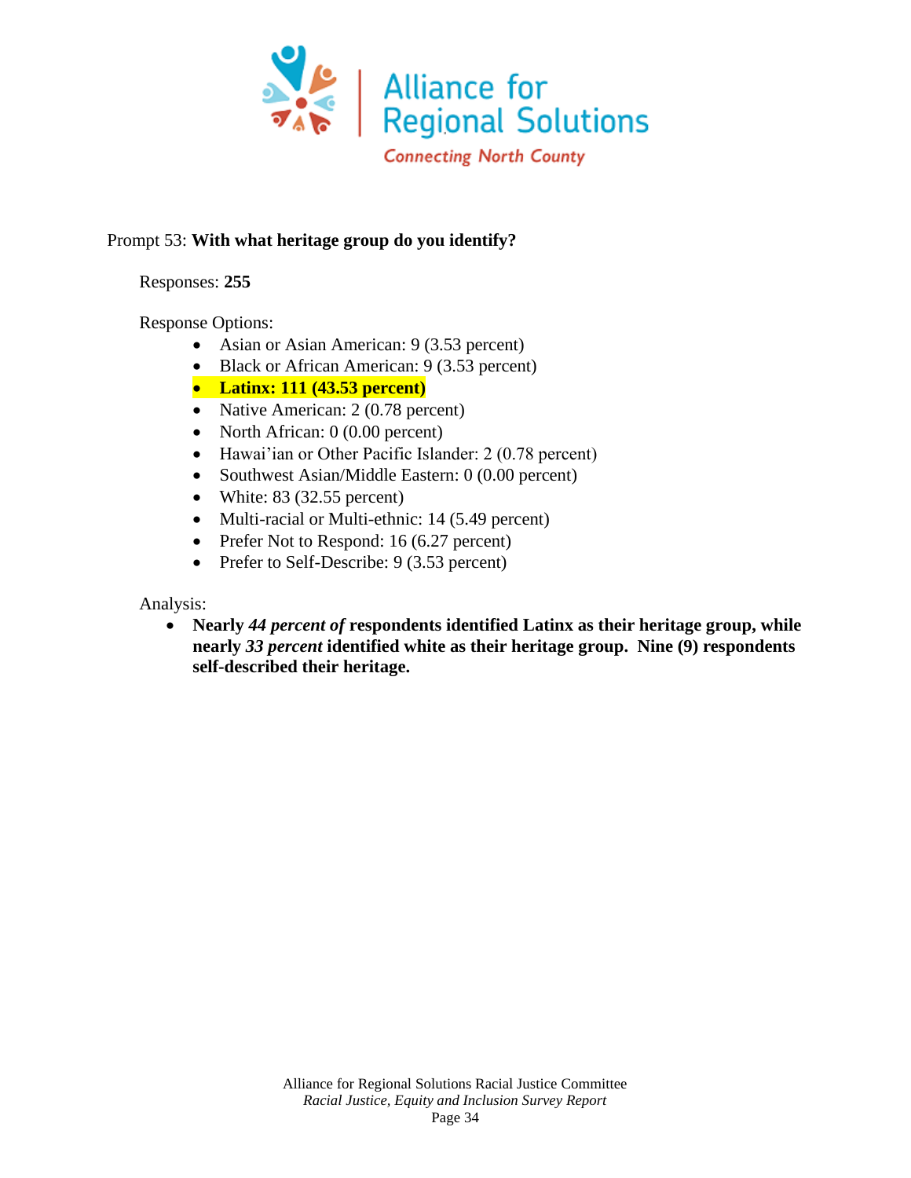Prompt 53: **With what heritage group do you identify?**

Responses: **255**

Response Options:

- Asian or Asian American: 9 (3.53 percent)
- Black or African American: 9 (3.53 percent)
- **Latinx: 111 (43.53 percent)**
- Native American: 2 (0.78 percent)
- North African: 0 (0.00 percent)
- Hawai'ian or Other Pacific Islander: 2 (0.78 percent)
- Southwest Asian/Middle Eastern: 0 (0.00 percent)
- White: 83 (32.55 percent)
- Multi-racial or Multi-ethnic: 14 (5.49 percent)
- Prefer Not to Respond: 16 (6.27 percent)
- Prefer to Self-Describe: 9 (3.53 percent)

Analysis:

- **Nearly *44 percent of* respondents identified Latinx as their heritage group, while nearly *33 percent* identified white as their heritage group. Nine (9) respondents self-described their heritage.**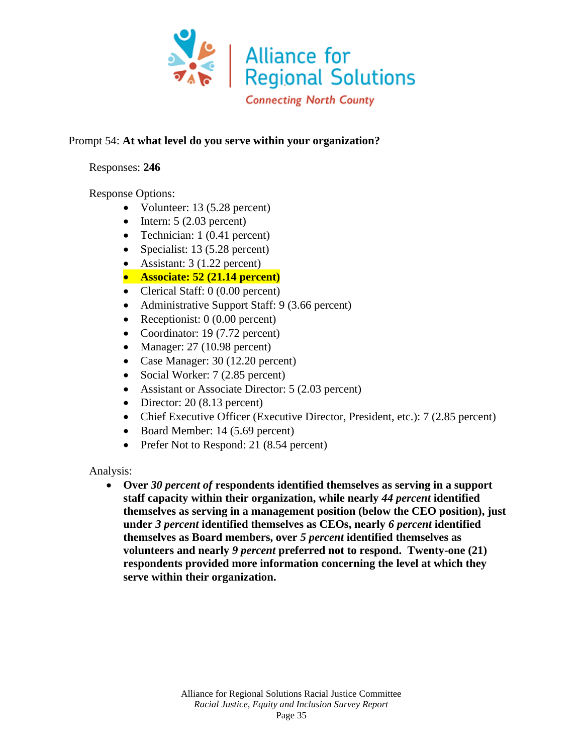Prompt 54: **At what level do you serve within your organization?**

Responses: **246**

Response Options:

- Volunteer: 13 (5.28 percent)
- Intern: 5 (2.03 percent)
- Technician: 1 (0.41 percent)
- Specialist: 13 (5.28 percent)
- Assistant: 3 (1.22 percent)
- **Associate: 52 (21.14 percent)**
- Clerical Staff: 0 (0.00 percent)
- Administrative Support Staff: 9 (3.66 percent)
- Receptionist: 0 (0.00 percent)
- Coordinator: 19 (7.72 percent)
- Manager: 27 (10.98 percent)
- Case Manager: 30 (12.20 percent)
- Social Worker: 7 (2.85 percent)
- Assistant or Associate Director: 5 (2.03 percent)
- Director: 20 (8.13 percent)
- Chief Executive Officer (Executive Director, President, etc.): 7 (2.85 percent)
- Board Member: 14 (5.69 percent)
- Prefer Not to Respond: 21 (8.54 percent)

Analysis:

- **Over *30 percent of* respondents identified themselves as serving in a support staff capacity within their organization, while nearly *44 percent* identified themselves as serving in a management position (below the CEO position), just under *3 percent* identified themselves as CEOs, nearly *6 percent* identified themselves as Board members, over *5 percent* identified themselves as volunteers and nearly *9 percent* preferred not to respond. Twenty-one (21) respondents provided more information concerning the level at which they serve within their organization.**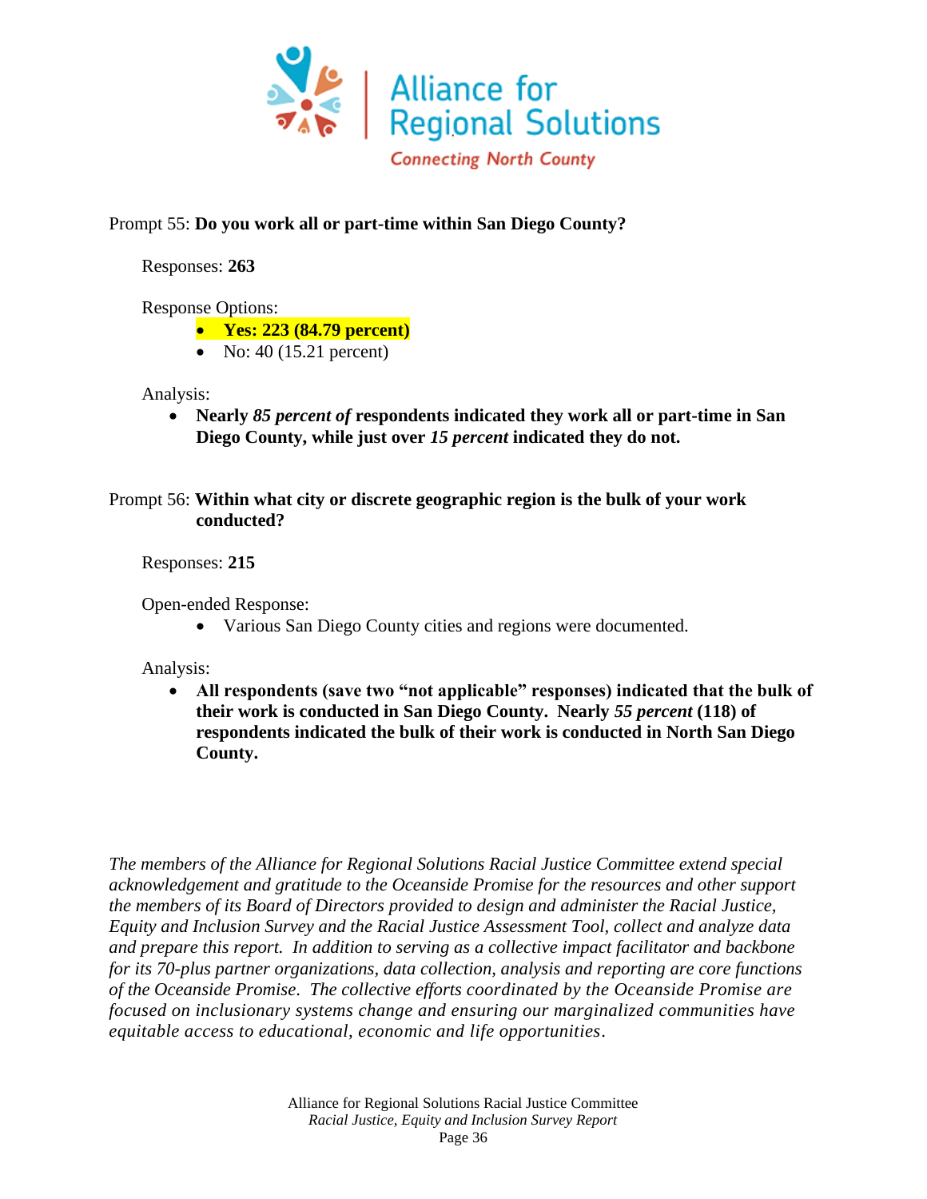Prompt 55: **Do you work all or part-time within San Diego County?**

Responses: **263**

Response Options:

- **Yes: 223 (84.79 percent)**
- No: 40 (15.21 percent)

Analysis:

- **Nearly *85 percent of* respondents indicated they work all or part-time in San Diego County, while just over *15 percent* indicated they do not.**

Prompt 56: **Within what city or discrete geographic region is the bulk of your work conducted?**

Responses: **215**

Open-ended Response:

- Various San Diego County cities and regions were documented.

Analysis:

- **All respondents (save two "not applicable" responses) indicated that the bulk of their work is conducted in San Diego County. Nearly *55 percent* (118) of respondents indicated the bulk of their work is conducted in North San Diego County.**

*The members of the Alliance for Regional Solutions Racial Justice Committee extend special acknowledgement and gratitude to the Oceanside Promise for the resources and other support the members of its Board of Directors provided to design and administer the Racial Justice, Equity and Inclusion Survey and the Racial Justice Assessment Tool, collect and analyze data and prepare this report. In addition to serving as a collective impact facilitator and backbone for its 70-plus partner organizations, data collection, analysis and reporting are core functions of the Oceanside Promise. The collective efforts coordinated by the Oceanside Promise are focused on inclusionary systems change and ensuring our marginalized communities have equitable access to educational, economic and life opportunities.*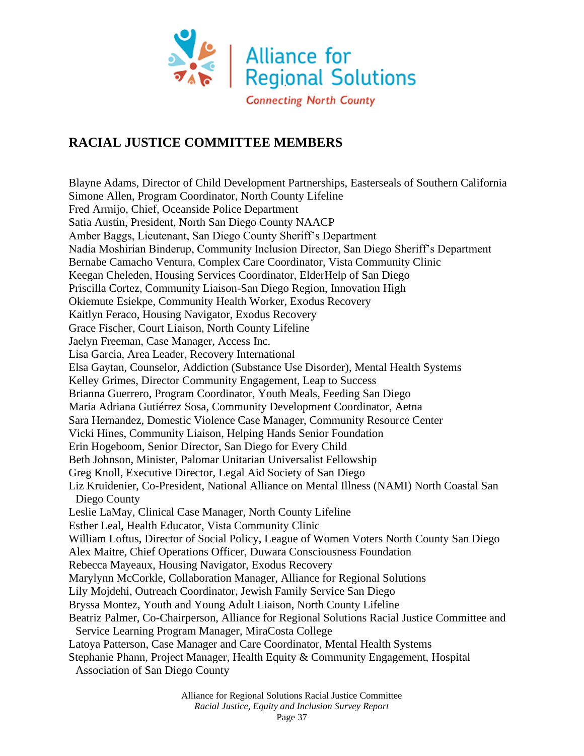Alliance for Regional Solutions

*Connecting North County*

## RACIAL JUSTICE COMMITTEE MEMBERS

Blayne Adams, Director of Child Development Partnerships, Easterseals of Southern California
Simone Allen, Program Coordinator, North County Lifeline
Fred Armijo, Chief, Oceanside Police Department
Satia Austin, President, North San Diego County NAACP
Amber Baggs, Lieutenant, San Diego County Sheriff's Department
Nadia Moshirian Binderup, Community Inclusion Director, San Diego Sheriff's Department
Bernabe Camacho Ventura, Complex Care Coordinator, Vista Community Clinic
Keegan Cheleden, Housing Services Coordinator, ElderHelp of San Diego
Priscilla Cortez, Community Liaison-San Diego Region, Innovation High
Okiemute Esiekpe, Community Health Worker, Exodus Recovery
Kaitlyn Feraco, Housing Navigator, Exodus Recovery
Grace Fischer, Court Liaison, North County Lifeline
Jaelyn Freeman, Case Manager, Access Inc.
Lisa Garcia, Area Leader, Recovery International
Elsa Gaytan, Counselor, Addiction (Substance Use Disorder), Mental Health Systems
Kelley Grimes, Director Community Engagement, Leap to Success
Brianna Guerrero, Program Coordinator, Youth Meals, Feeding San Diego
Maria Adriana Gutiérrez Sosa, Community Development Coordinator, Aetna
Sara Hernandez, Domestic Violence Case Manager, Community Resource Center
Vicki Hines, Community Liaison, Helping Hands Senior Foundation
Erin Hogeboom, Senior Director, San Diego for Every Child
Beth Johnson, Minister, Palomar Unitarian Universalist Fellowship
Greg Knoll, Executive Director, Legal Aid Society of San Diego
Liz Kruidenier, Co-President, National Alliance on Mental Illness (NAMI) North Coastal San Diego County
Leslie LaMay, Clinical Case Manager, North County Lifeline
Esther Leal, Health Educator, Vista Community Clinic
William Loftus, Director of Social Policy, League of Women Voters North County San Diego
Alex Maitre, Chief Operations Officer, Duwara Consciousness Foundation
Rebecca Mayeaux, Housing Navigator, Exodus Recovery
Marylynn McCorkle, Collaboration Manager, Alliance for Regional Solutions
Lily Mojdehi, Outreach Coordinator, Jewish Family Service San Diego
Bryssa Montez, Youth and Young Adult Liaison, North County Lifeline
Beatriz Palmer, Co-Chairperson, Alliance for Regional Solutions Racial Justice Committee and Service Learning Program Manager, MiraCosta College
Latoya Patterson, Case Manager and Care Coordinator, Mental Health Systems
Stephanie Phann, Project Manager, Health Equity & Community Engagement, Hospital Association of San Diego County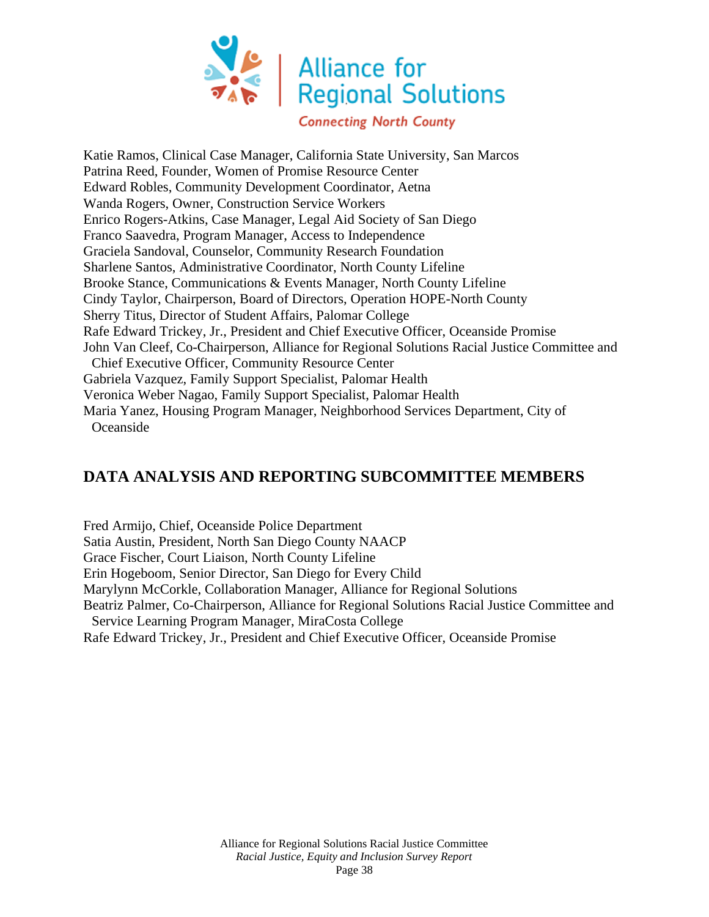Katie Ramos, Clinical Case Manager, California State University, San Marcos
Patrina Reed, Founder, Women of Promise Resource Center
Edward Robles, Community Development Coordinator, Aetna
Wanda Rogers, Owner, Construction Service Workers
Enrico Rogers-Atkins, Case Manager, Legal Aid Society of San Diego
Franco Saavedra, Program Manager, Access to Independence
Graciela Sandoval, Counselor, Community Research Foundation
Sharlene Santos, Administrative Coordinator, North County Lifeline
Brooke Stance, Communications & Events Manager, North County Lifeline
Cindy Taylor, Chairperson, Board of Directors, Operation HOPE-North County
Sherry Titus, Director of Student Affairs, Palomar College
Rafe Edward Trickey, Jr., President and Chief Executive Officer, Oceanside Promise
John Van Cleef, Co-Chairperson, Alliance for Regional Solutions Racial Justice Committee and Chief Executive Officer, Community Resource Center
Gabriela Vazquez, Family Support Specialist, Palomar Health
Veronica Weber Nagao, Family Support Specialist, Palomar Health
Maria Yanez, Housing Program Manager, Neighborhood Services Department, City of Oceanside

## DATA ANALYSIS AND REPORTING SUBCOMMITTEE MEMBERS

Fred Armijo, Chief, Oceanside Police Department
Satia Austin, President, North San Diego County NAACP
Grace Fischer, Court Liaison, North County Lifeline
Erin Hogeboom, Senior Director, San Diego for Every Child
Marylynn McCorkle, Collaboration Manager, Alliance for Regional Solutions
Beatriz Palmer, Co-Chairperson, Alliance for Regional Solutions Racial Justice Committee and Service Learning Program Manager, MiraCosta College
Rafe Edward Trickey, Jr., President and Chief Executive Officer, Oceanside Promise